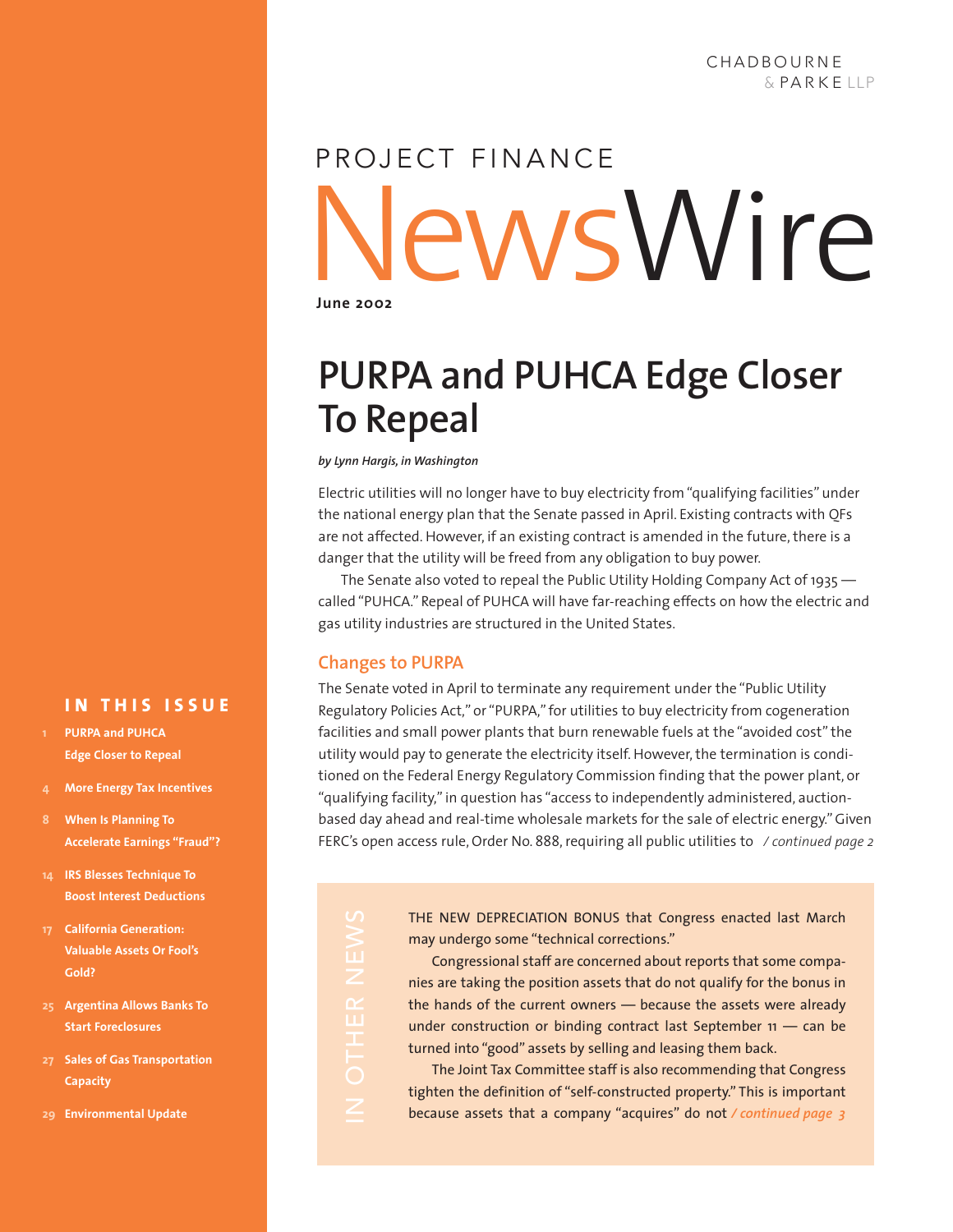CHADBOURNE & PARKE LLP

PROJECT FINANCE

# NewsWire

**June 2002**

## PURPA and PUHCA Edge Closer To Repeal

***by Lynn Hargis, in Washington***

Electric utilities will no longer have to buy electricity from "qualifying facilities" under the national energy plan that the Senate passed in April. Existing contracts with QFs are not affected. However, if an existing contract is amended in the future, there is a danger that the utility will be freed from any obligation to buy power.

The Senate also voted to repeal the Public Utility Holding Company Act of 1935 — called "PUHCA." Repeal of PUHCA will have far-reaching effects on how the electric and gas utility industries are structured in the United States.

### Changes to PURPA

The Senate voted in April to terminate any requirement under the "Public Utility Regulatory Policies Act," or "PURPA," for utilities to buy electricity from cogeneration facilities and small power plants that burn renewable fuels at the "avoided cost" the utility would pay to generate the electricity itself. However, the termination is conditioned on the Federal Energy Regulatory Commission finding that the power plant, or "qualifying facility," in question has "access to independently administered, auction-based day ahead and real-time wholesale markets for the sale of electric energy." Given FERC's open access rule, Order No. 888, requiring all public utilities to */ continued page 2*

**IN THIS ISSUE**

- 1 **PURPA and PUHCA Edge Closer to Repeal**
- 4 **More Energy Tax Incentives**
- 8 **When Is Planning To Accelerate Earnings "Fraud"?**
- 14 **IRS Blesses Technique To Boost Interest Deductions**
- 17 **California Generation: Valuable Assets Or Fool's Gold?**
- 25 **Argentina Allows Banks To Start Foreclosures**
- 27 **Sales of Gas Transportation Capacity**
- 29 **Environmental Update**

**IN OTHER NEWS**

THE NEW DEPRECIATION BONUS that Congress enacted last March may undergo some "technical corrections."

Congressional staff are concerned about reports that some companies are taking the position assets that do not qualify for the bonus in the hands of the current owners — because the assets were already under construction or binding contract last September 11 — can be turned into "good" assets by selling and leasing them back.

The Joint Tax Committee staff is also recommending that Congress tighten the definition of "self-constructed property." This is important because assets that a company "acquires" do not */ continued page 3*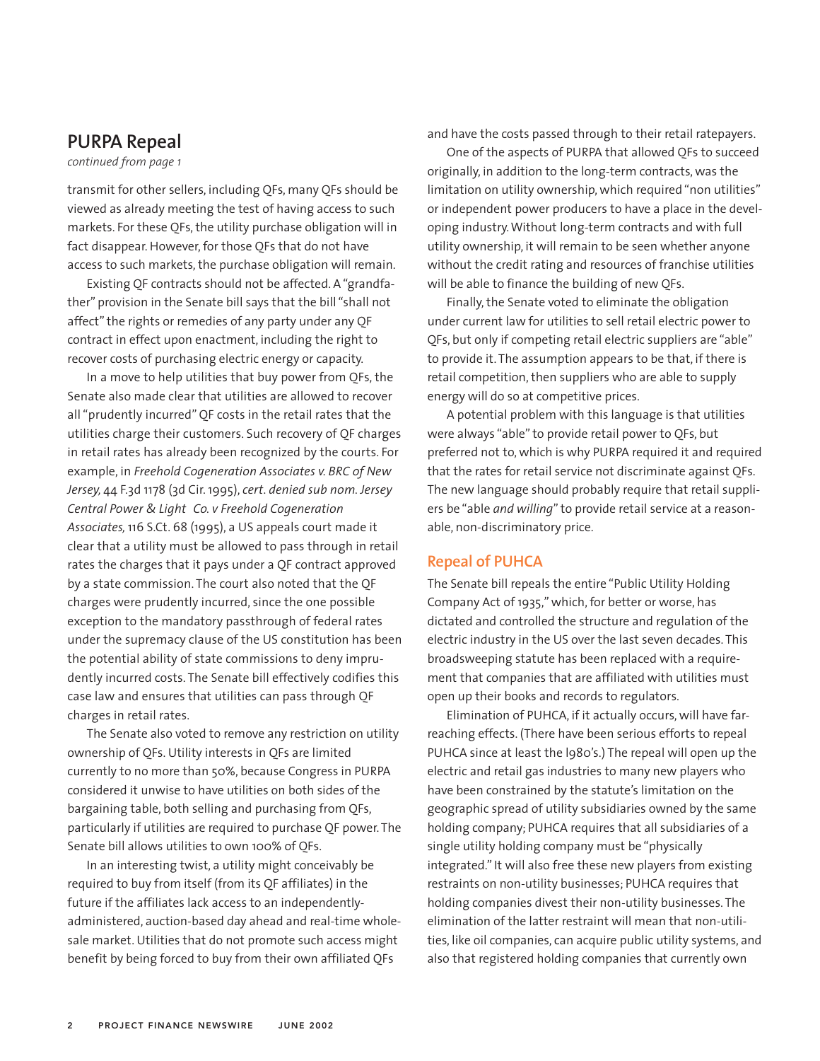## PURPA Repeal

*continued from page 1*

transmit for other sellers, including QFs, many QFs should be viewed as already meeting the test of having access to such markets. For these QFs, the utility purchase obligation will in fact disappear. However, for those QFs that do not have access to such markets, the purchase obligation will remain.

Existing QF contracts should not be affected. A "grandfather" provision in the Senate bill says that the bill "shall not affect" the rights or remedies of any party under any QF contract in effect upon enactment, including the right to recover costs of purchasing electric energy or capacity.

In a move to help utilities that buy power from QFs, the Senate also made clear that utilities are allowed to recover all "prudently incurred" QF costs in the retail rates that the utilities charge their customers. Such recovery of QF charges in retail rates has already been recognized by the courts. For example, in *Freehold Cogeneration Associates v. BRC of New Jersey,* 44 F.3d 1178 (3d Cir. 1995), *cert. denied sub nom. Jersey Central Power & Light Co. v Freehold Cogeneration Associates,* 116 S.Ct. 68 (1995), a US appeals court made it clear that a utility must be allowed to pass through in retail rates the charges that it pays under a QF contract approved by a state commission. The court also noted that the QF charges were prudently incurred, since the one possible exception to the mandatory passthrough of federal rates under the supremacy clause of the US constitution has been the potential ability of state commissions to deny imprudently incurred costs. The Senate bill effectively codifies this case law and ensures that utilities can pass through QF charges in retail rates.

The Senate also voted to remove any restriction on utility ownership of QFs. Utility interests in QFs are limited currently to no more than 50%, because Congress in PURPA considered it unwise to have utilities on both sides of the bargaining table, both selling and purchasing from QFs, particularly if utilities are required to purchase QF power. The Senate bill allows utilities to own 100% of QFs.

In an interesting twist, a utility might conceivably be required to buy from itself (from its QF affiliates) in the future if the affiliates lack access to an independently-administered, auction-based day ahead and real-time wholesale market. Utilities that do not promote such access might benefit by being forced to buy from their own affiliated QFs and have the costs passed through to their retail ratepayers.

One of the aspects of PURPA that allowed QFs to succeed originally, in addition to the long-term contracts, was the limitation on utility ownership, which required "non utilities" or independent power producers to have a place in the developing industry. Without long-term contracts and with full utility ownership, it will remain to be seen whether anyone without the credit rating and resources of franchise utilities will be able to finance the building of new QFs.

Finally, the Senate voted to eliminate the obligation under current law for utilities to sell retail electric power to QFs, but only if competing retail electric suppliers are "able" to provide it. The assumption appears to be that, if there is retail competition, then suppliers who are able to supply energy will do so at competitive prices.

A potential problem with this language is that utilities were always "able" to provide retail power to QFs, but preferred not to, which is why PURPA required it and required that the rates for retail service not discriminate against QFs. The new language should probably require that retail suppliers be "able *and willing*" to provide retail service at a reasonable, non-discriminatory price.

### Repeal of PUHCA

The Senate bill repeals the entire "Public Utility Holding Company Act of 1935," which, for better or worse, has dictated and controlled the structure and regulation of the electric industry in the US over the last seven decades. This broadsweeping statute has been replaced with a requirement that companies that are affiliated with utilities must open up their books and records to regulators.

Elimination of PUHCA, if it actually occurs, will have far-reaching effects. (There have been serious efforts to repeal PUHCA since at least the 1980's.) The repeal will open up the electric and retail gas industries to many new players who have been constrained by the statute's limitation on the geographic spread of utility subsidiaries owned by the same holding company; PUHCA requires that all subsidiaries of a single utility holding company must be "physically integrated." It will also free these new players from existing restraints on non-utility businesses; PUHCA requires that holding companies divest their non-utility businesses. The elimination of the latter restraint will mean that non-utilities, like oil companies, can acquire public utility systems, and also that registered holding companies that currently own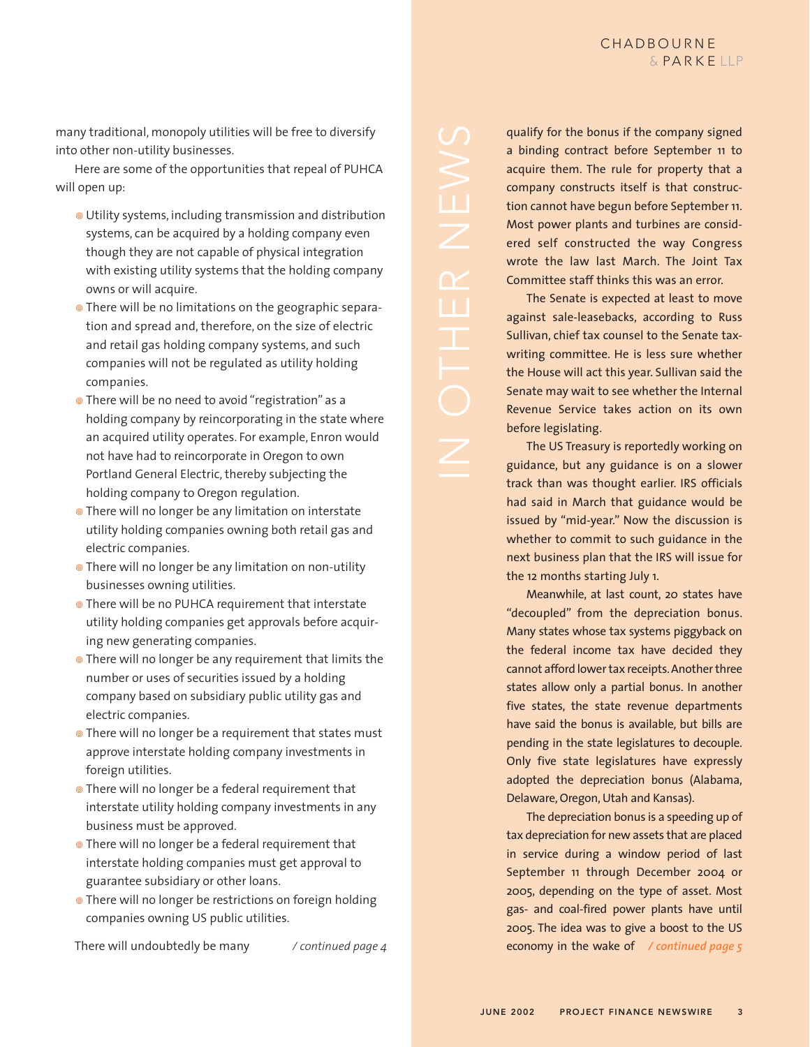many traditional, monopoly utilities will be free to diversify into other non-utility businesses.

Here are some of the opportunities that repeal of PUHCA will open up:

- Utility systems, including transmission and distribution systems, can be acquired by a holding company even though they are not capable of physical integration with existing utility systems that the holding company owns or will acquire.
- There will be no limitations on the geographic separation and spread and, therefore, on the size of electric and retail gas holding company systems, and such companies will not be regulated as utility holding companies.
- There will be no need to avoid "registration" as a holding company by reincorporating in the state where an acquired utility operates. For example, Enron would not have had to reincorporate in Oregon to own Portland General Electric, thereby subjecting the holding company to Oregon regulation.
- There will no longer be any limitation on interstate utility holding companies owning both retail gas and electric companies.
- There will no longer be any limitation on non-utility businesses owning utilities.
- There will be no PUHCA requirement that interstate utility holding companies get approvals before acquiring new generating companies.
- There will no longer be any requirement that limits the number or uses of securities issued by a holding company based on subsidiary public utility gas and electric companies.
- There will no longer be a requirement that states must approve interstate holding company investments in foreign utilities.
- There will no longer be a federal requirement that interstate utility holding company investments in any business must be approved.
- There will no longer be a federal requirement that interstate holding companies must get approval to guarantee subsidiary or other loans.
- There will no longer be restrictions on foreign holding companies owning US public utilities.

There will undoubtedly be many */ continued page 4*

## IN OTHER NEWS

qualify for the bonus if the company signed a binding contract before September 11 to acquire them. The rule for property that a company constructs itself is that construction cannot have begun before September 11. Most power plants and turbines are considered self constructed the way Congress wrote the law last March. The Joint Tax Committee staff thinks this was an error.

The Senate is expected at least to move against sale-leasebacks, according to Russ Sullivan, chief tax counsel to the Senate tax-writing committee. He is less sure whether the House will act this year. Sullivan said the Senate may wait to see whether the Internal Revenue Service takes action on its own before legislating.

The US Treasury is reportedly working on guidance, but any guidance is on a slower track than was thought earlier. IRS officials had said in March that guidance would be issued by "mid-year." Now the discussion is whether to commit to such guidance in the next business plan that the IRS will issue for the 12 months starting July 1.

Meanwhile, at last count, 20 states have "decoupled" from the depreciation bonus. Many states whose tax systems piggyback on the federal income tax have decided they cannot afford lower tax receipts. Another three states allow only a partial bonus. In another five states, the state revenue departments have said the bonus is available, but bills are pending in the state legislatures to decouple. Only five state legislatures have expressly adopted the depreciation bonus (Alabama, Delaware, Oregon, Utah and Kansas).

The depreciation bonus is a speeding up of tax depreciation for new assets that are placed in service during a window period of last September 11 through December 2004 or 2005, depending on the type of asset. Most gas- and coal-fired power plants have until 2005. The idea was to give a boost to the US economy in the wake of */ continued page 5*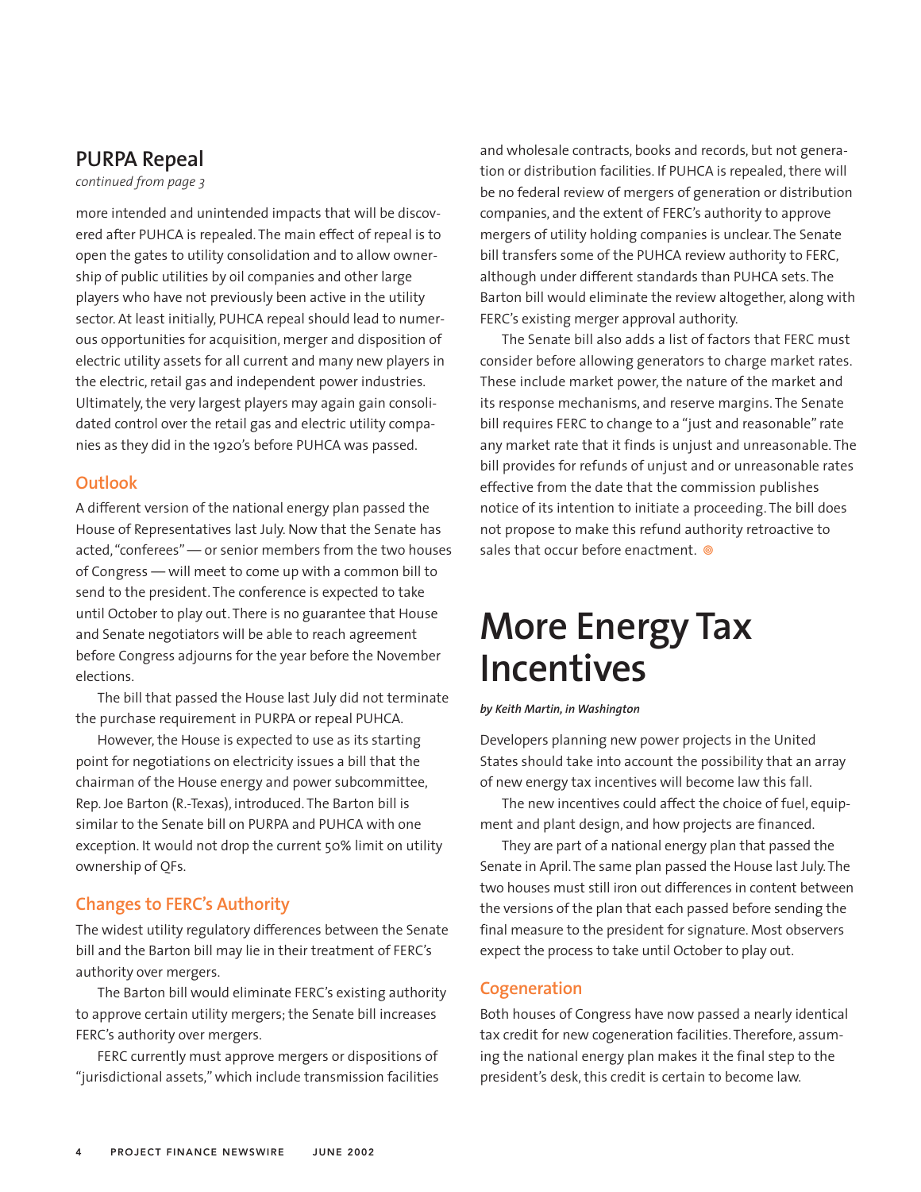## PURPA Repeal

*continued from page 3*

more intended and unintended impacts that will be discovered after PUHCA is repealed. The main effect of repeal is to open the gates to utility consolidation and to allow ownership of public utilities by oil companies and other large players who have not previously been active in the utility sector. At least initially, PUHCA repeal should lead to numerous opportunities for acquisition, merger and disposition of electric utility assets for all current and many new players in the electric, retail gas and independent power industries. Ultimately, the very largest players may again gain consolidated control over the retail gas and electric utility companies as they did in the 1920's before PUHCA was passed.

### Outlook

A different version of the national energy plan passed the House of Representatives last July. Now that the Senate has acted, "conferees" — or senior members from the two houses of Congress — will meet to come up with a common bill to send to the president. The conference is expected to take until October to play out. There is no guarantee that House and Senate negotiators will be able to reach agreement before Congress adjourns for the year before the November elections.

The bill that passed the House last July did not terminate the purchase requirement in PURPA or repeal PUHCA.

However, the House is expected to use as its starting point for negotiations on electricity issues a bill that the chairman of the House energy and power subcommittee, Rep. Joe Barton (R.-Texas), introduced. The Barton bill is similar to the Senate bill on PURPA and PUHCA with one exception. It would not drop the current 50% limit on utility ownership of QFs.

### Changes to FERC's Authority

The widest utility regulatory differences between the Senate bill and the Barton bill may lie in their treatment of FERC's authority over mergers.

The Barton bill would eliminate FERC's existing authority to approve certain utility mergers; the Senate bill increases FERC's authority over mergers.

FERC currently must approve mergers or dispositions of "jurisdictional assets," which include transmission facilities and wholesale contracts, books and records, but not generation or distribution facilities. If PUHCA is repealed, there will be no federal review of mergers of generation or distribution companies, and the extent of FERC's authority to approve mergers of utility holding companies is unclear. The Senate bill transfers some of the PUHCA review authority to FERC, although under different standards than PUHCA sets. The Barton bill would eliminate the review altogether, along with FERC's existing merger approval authority.

The Senate bill also adds a list of factors that FERC must consider before allowing generators to charge market rates. These include market power, the nature of the market and its response mechanisms, and reserve margins. The Senate bill requires FERC to change to a "just and reasonable" rate any market rate that it finds is unjust and unreasonable. The bill provides for refunds of unjust and or unreasonable rates effective from the date that the commission publishes notice of its intention to initiate a proceeding. The bill does not propose to make this refund authority retroactive to sales that occur before enactment.

# More Energy Tax Incentives

***by Keith Martin, in Washington***

Developers planning new power projects in the United States should take into account the possibility that an array of new energy tax incentives will become law this fall.

The new incentives could affect the choice of fuel, equipment and plant design, and how projects are financed.

They are part of a national energy plan that passed the Senate in April. The same plan passed the House last July. The two houses must still iron out differences in content between the versions of the plan that each passed before sending the final measure to the president for signature. Most observers expect the process to take until October to play out.

### Cogeneration

Both houses of Congress have now passed a nearly identical tax credit for new cogeneration facilities. Therefore, assuming the national energy plan makes it the final step to the president's desk, this credit is certain to become law.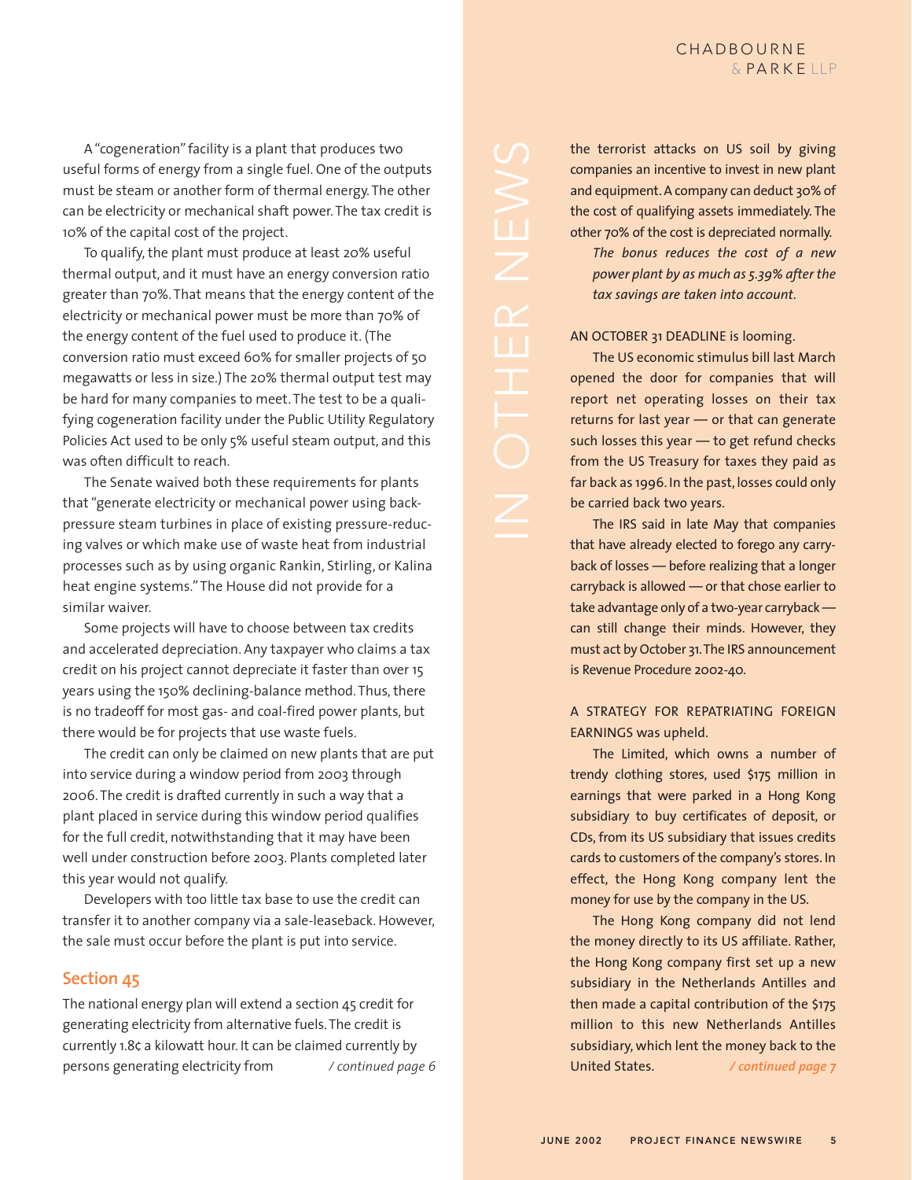A "cogeneration" facility is a plant that produces two useful forms of energy from a single fuel. One of the outputs must be steam or another form of thermal energy. The other can be electricity or mechanical shaft power. The tax credit is 10% of the capital cost of the project.

To qualify, the plant must produce at least 20% useful thermal output, and it must have an energy conversion ratio greater than 70%. That means that the energy content of the electricity or mechanical power must be more than 70% of the energy content of the fuel used to produce it. (The conversion ratio must exceed 60% for smaller projects of 50 megawatts or less in size.) The 20% thermal output test may be hard for many companies to meet. The test to be a qualifying cogeneration facility under the Public Utility Regulatory Policies Act used to be only 5% useful steam output, and this was often difficult to reach.

The Senate waived both these requirements for plants that "generate electricity or mechanical power using back-pressure steam turbines in place of existing pressure-reducing valves or which make use of waste heat from industrial processes such as by using organic Rankin, Stirling, or Kalina heat engine systems." The House did not provide for a similar waiver.

Some projects will have to choose between tax credits and accelerated depreciation. Any taxpayer who claims a tax credit on his project cannot depreciate it faster than over 15 years using the 150% declining-balance method. Thus, there is no tradeoff for most gas- and coal-fired power plants, but there would be for projects that use waste fuels.

The credit can only be claimed on new plants that are put into service during a window period from 2003 through 2006. The credit is drafted currently in such a way that a plant placed in service during this window period qualifies for the full credit, notwithstanding that it may have been well under construction before 2003. Plants completed later this year would not qualify.

Developers with too little tax base to use the credit can transfer it to another company via a sale-leaseback. However, the sale must occur before the plant is put into service.

## Section 45

The national energy plan will extend a section 45 credit for generating electricity from alternative fuels. The credit is currently 1.8¢ a kilowatt hour. It can be claimed currently by persons generating electricity from */ continued page 6*

# IN OTHER NEWS

the terrorist attacks on US soil by giving companies an incentive to invest in new plant and equipment. A company can deduct 30% of the cost of qualifying assets immediately. The other 70% of the cost is depreciated normally.

*The bonus reduces the cost of a new power plant by as much as 5.39% after the tax savings are taken into account.*

AN OCTOBER 31 DEADLINE is looming.

The US economic stimulus bill last March opened the door for companies that will report net operating losses on their tax returns for last year — or that can generate such losses this year — to get refund checks from the US Treasury for taxes they paid as far back as 1996. In the past, losses could only be carried back two years.

The IRS said in late May that companies that have already elected to forego any carryback of losses — before realizing that a longer carryback is allowed — or that chose earlier to take advantage only of a two-year carryback — can still change their minds. However, they must act by October 31. The IRS announcement is Revenue Procedure 2002-40.

A STRATEGY FOR REPATRIATING FOREIGN EARNINGS was upheld.

The Limited, which owns a number of trendy clothing stores, used $175 million in earnings that were parked in a Hong Kong subsidiary to buy certificates of deposit, or CDs, from its US subsidiary that issues credits cards to customers of the company's stores. In effect, the Hong Kong company lent the money for use by the company in the US.

The Hong Kong company did not lend the money directly to its US affiliate. Rather, the Hong Kong company first set up a new subsidiary in the Netherlands Antilles and then made a capital contribution of the $175 million to this new Netherlands Antilles subsidiary, which lent the money back to the United States. */ continued page 7*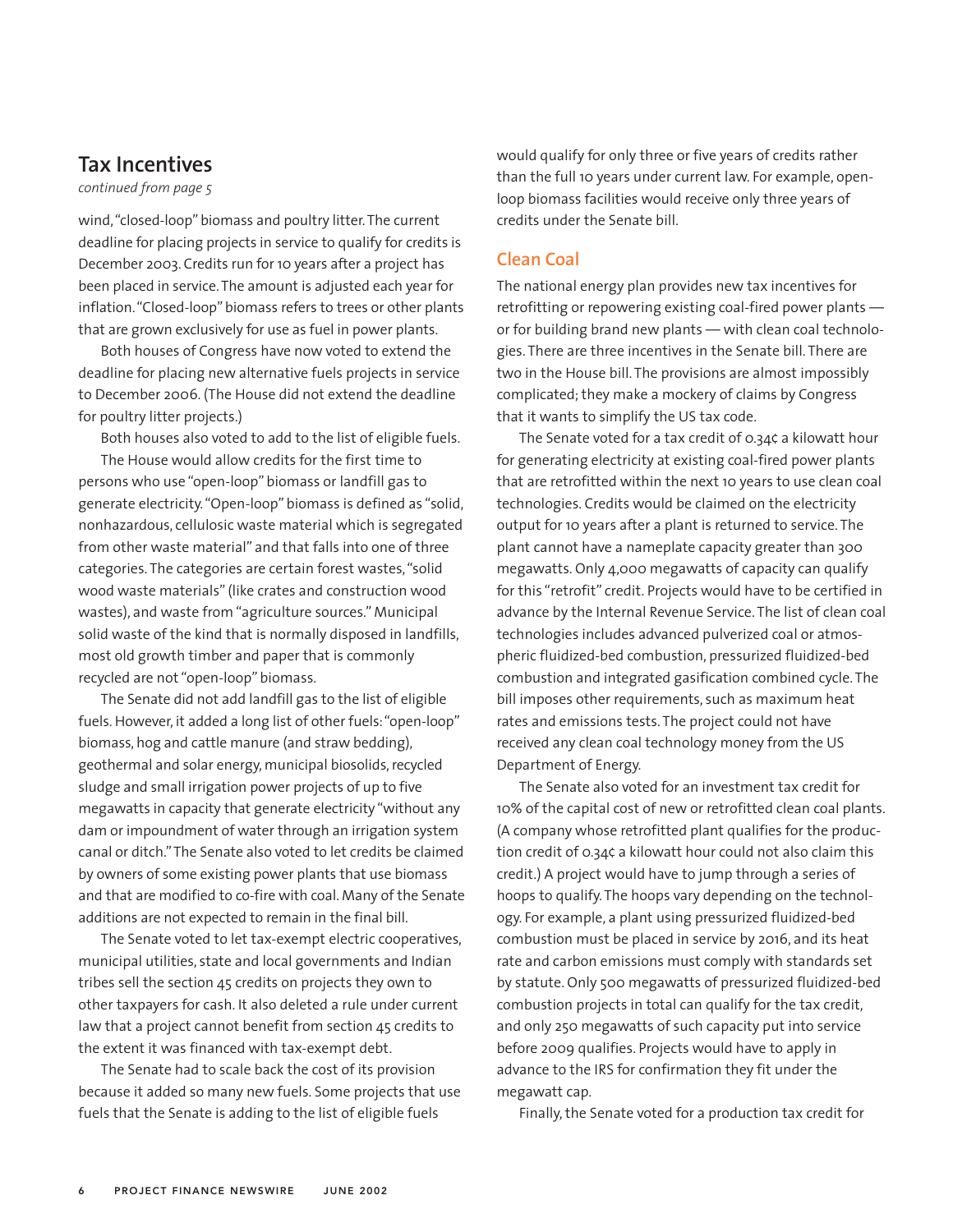## Tax Incentives

*continued from page 5*

wind, "closed-loop" biomass and poultry litter. The current deadline for placing projects in service to qualify for credits is December 2003. Credits run for 10 years after a project has been placed in service. The amount is adjusted each year for inflation. "Closed-loop" biomass refers to trees or other plants that are grown exclusively for use as fuel in power plants.

Both houses of Congress have now voted to extend the deadline for placing new alternative fuels projects in service to December 2006. (The House did not extend the deadline for poultry litter projects.)

Both houses also voted to add to the list of eligible fuels.

The House would allow credits for the first time to persons who use "open-loop" biomass or landfill gas to generate electricity. "Open-loop" biomass is defined as "solid, nonhazardous, cellulosic waste material which is segregated from other waste material" and that falls into one of three categories. The categories are certain forest wastes, "solid wood waste materials" (like crates and construction wood wastes), and waste from "agriculture sources." Municipal solid waste of the kind that is normally disposed in landfills, most old growth timber and paper that is commonly recycled are not "open-loop" biomass.

The Senate did not add landfill gas to the list of eligible fuels. However, it added a long list of other fuels: "open-loop" biomass, hog and cattle manure (and straw bedding), geothermal and solar energy, municipal biosolids, recycled sludge and small irrigation power projects of up to five megawatts in capacity that generate electricity "without any dam or impoundment of water through an irrigation system canal or ditch." The Senate also voted to let credits be claimed by owners of some existing power plants that use biomass and that are modified to co-fire with coal. Many of the Senate additions are not expected to remain in the final bill.

The Senate voted to let tax-exempt electric cooperatives, municipal utilities, state and local governments and Indian tribes sell the section 45 credits on projects they own to other taxpayers for cash. It also deleted a rule under current law that a project cannot benefit from section 45 credits to the extent it was financed with tax-exempt debt.

The Senate had to scale back the cost of its provision because it added so many new fuels. Some projects that use fuels that the Senate is adding to the list of eligible fuels would qualify for only three or five years of credits rather than the full 10 years under current law. For example, open-loop biomass facilities would receive only three years of credits under the Senate bill.

### Clean Coal

The national energy plan provides new tax incentives for retrofitting or repowering existing coal-fired power plants — or for building brand new plants — with clean coal technologies. There are three incentives in the Senate bill. There are two in the House bill. The provisions are almost impossibly complicated; they make a mockery of claims by Congress that it wants to simplify the US tax code.

The Senate voted for a tax credit of 0.34¢ a kilowatt hour for generating electricity at existing coal-fired power plants that are retrofitted within the next 10 years to use clean coal technologies. Credits would be claimed on the electricity output for 10 years after a plant is returned to service. The plant cannot have a nameplate capacity greater than 300 megawatts. Only 4,000 megawatts of capacity can qualify for this "retrofit" credit. Projects would have to be certified in advance by the Internal Revenue Service. The list of clean coal technologies includes advanced pulverized coal or atmospheric fluidized-bed combustion, pressurized fluidized-bed combustion and integrated gasification combined cycle. The bill imposes other requirements, such as maximum heat rates and emissions tests. The project could not have received any clean coal technology money from the US Department of Energy.

The Senate also voted for an investment tax credit for 10% of the capital cost of new or retrofitted clean coal plants. (A company whose retrofitted plant qualifies for the production credit of 0.34¢ a kilowatt hour could not also claim this credit.) A project would have to jump through a series of hoops to qualify. The hoops vary depending on the technology. For example, a plant using pressurized fluidized-bed combustion must be placed in service by 2016, and its heat rate and carbon emissions must comply with standards set by statute. Only 500 megawatts of pressurized fluidized-bed combustion projects in total can qualify for the tax credit, and only 250 megawatts of such capacity put into service before 2009 qualifies. Projects would have to apply in advance to the IRS for confirmation they fit under the megawatt cap.

Finally, the Senate voted for a production tax credit for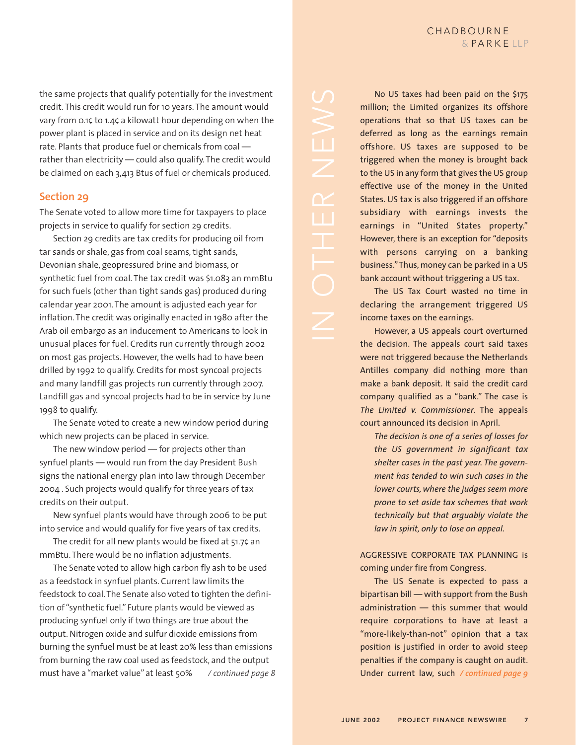the same projects that qualify potentially for the investment credit. This credit would run for 10 years. The amount would vary from 0.1¢ to 1.4¢ a kilowatt hour depending on when the power plant is placed in service and on its design net heat rate. Plants that produce fuel or chemicals from coal — rather than electricity — could also qualify. The credit would be claimed on each 3,413 Btus of fuel or chemicals produced.

## Section 29

The Senate voted to allow more time for taxpayers to place projects in service to qualify for section 29 credits.

Section 29 credits are tax credits for producing oil from tar sands or shale, gas from coal seams, tight sands, Devonian shale, geopressured brine and biomass, or synthetic fuel from coal. The tax credit was $1.083 an mmBtu for such fuels (other than tight sands gas) produced during calendar year 2001. The amount is adjusted each year for inflation. The credit was originally enacted in 1980 after the Arab oil embargo as an inducement to Americans to look in unusual places for fuel. Credits run currently through 2002 on most gas projects. However, the wells had to have been drilled by 1992 to qualify. Credits for most syncoal projects and many landfill gas projects run currently through 2007. Landfill gas and syncoal projects had to be in service by June 1998 to qualify.

The Senate voted to create a new window period during which new projects can be placed in service.

The new window period — for projects other than synfuel plants — would run from the day President Bush signs the national energy plan into law through December 2004 . Such projects would qualify for three years of tax credits on their output.

New synfuel plants would have through 2006 to be put into service and would qualify for five years of tax credits.

The credit for all new plants would be fixed at 51.7¢ an mmBtu. There would be no inflation adjustments.

The Senate voted to allow high carbon fly ash to be used as a feedstock in synfuel plants. Current law limits the feedstock to coal. The Senate also voted to tighten the definition of "synthetic fuel." Future plants would be viewed as producing synfuel only if two things are true about the output. Nitrogen oxide and sulfur dioxide emissions from burning the synfuel must be at least 20% less than emissions from burning the raw coal used as feedstock, and the output must have a "market value" at least 50% */ continued page 8*

# IN OTHER NEWS

No US taxes had been paid on the $175 million; the Limited organizes its offshore operations that so that US taxes can be deferred as long as the earnings remain offshore. US taxes are supposed to be triggered when the money is brought back to the US in any form that gives the US group effective use of the money in the United States. US tax is also triggered if an offshore subsidiary with earnings invests the earnings in "United States property." However, there is an exception for "deposits with persons carrying on a banking business." Thus, money can be parked in a US bank account without triggering a US tax.

The US Tax Court wasted no time in declaring the arrangement triggered US income taxes on the earnings.

However, a US appeals court overturned the decision. The appeals court said taxes were not triggered because the Netherlands Antilles company did nothing more than make a bank deposit. It said the credit card company qualified as a "bank." The case is *The Limited v. Commissioner*. The appeals court announced its decision in April.

*The decision is one of a series of losses for the US government in significant tax shelter cases in the past year. The government has tended to win such cases in the lower courts, where the judges seem more prone to set aside tax schemes that work technically but that arguably violate the law in spirit, only to lose on appeal.*

AGGRESSIVE CORPORATE TAX PLANNING is coming under fire from Congress.

The US Senate is expected to pass a bipartisan bill — with support from the Bush administration — this summer that would require corporations to have at least a "more-likely-than-not" opinion that a tax position is justified in order to avoid steep penalties if the company is caught on audit. Under current law, such */ continued page 9*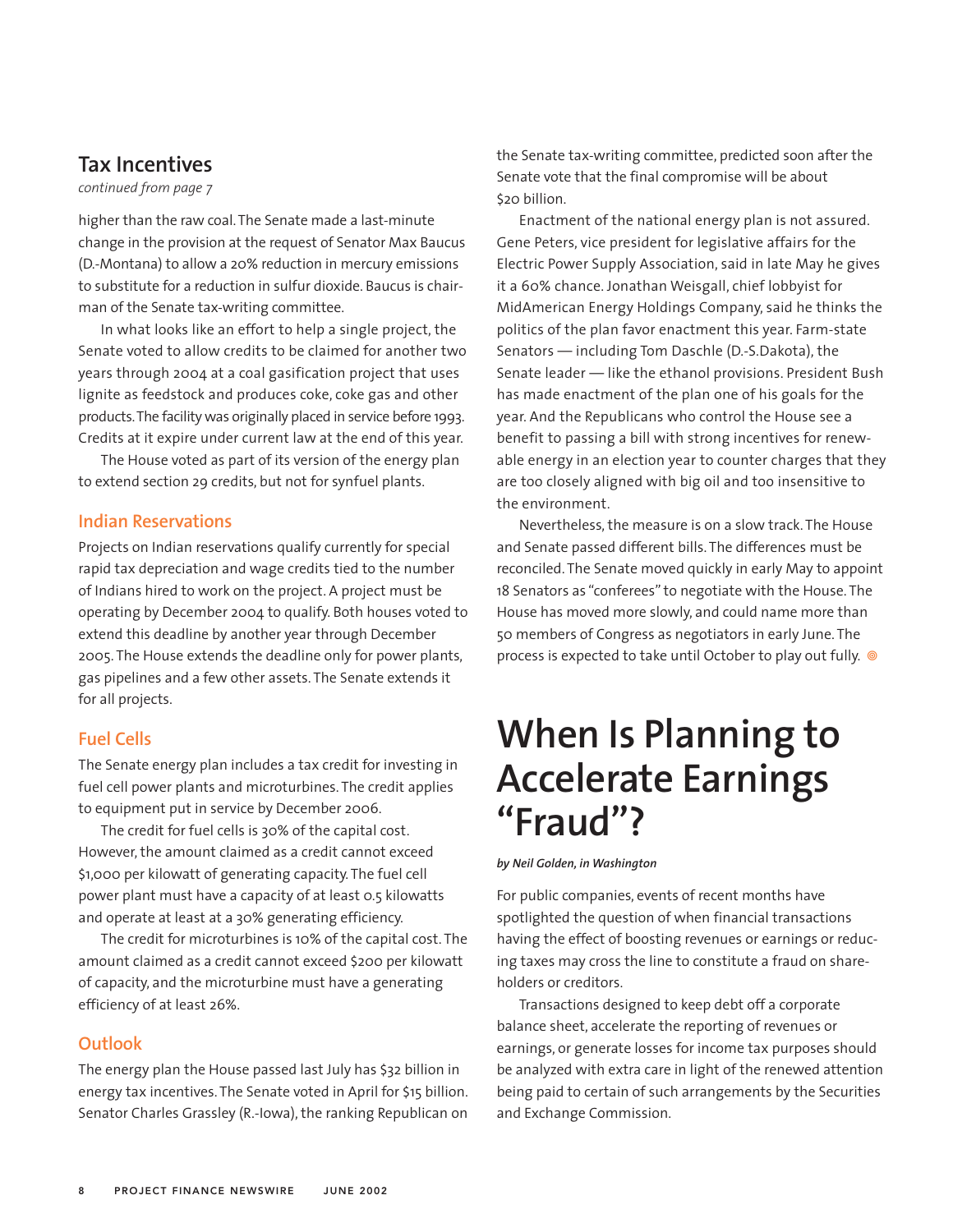## Tax Incentives

*continued from page 7*

higher than the raw coal. The Senate made a last-minute change in the provision at the request of Senator Max Baucus (D.-Montana) to allow a 20% reduction in mercury emissions to substitute for a reduction in sulfur dioxide. Baucus is chairman of the Senate tax-writing committee.

In what looks like an effort to help a single project, the Senate voted to allow credits to be claimed for another two years through 2004 at a coal gasification project that uses lignite as feedstock and produces coke, coke gas and other products. The facility was originally placed in service before 1993. Credits at it expire under current law at the end of this year.

The House voted as part of its version of the energy plan to extend section 29 credits, but not for synfuel plants.

### Indian Reservations

Projects on Indian reservations qualify currently for special rapid tax depreciation and wage credits tied to the number of Indians hired to work on the project. A project must be operating by December 2004 to qualify. Both houses voted to extend this deadline by another year through December 2005. The House extends the deadline only for power plants, gas pipelines and a few other assets. The Senate extends it for all projects.

### Fuel Cells

The Senate energy plan includes a tax credit for investing in fuel cell power plants and microturbines. The credit applies to equipment put in service by December 2006.

The credit for fuel cells is 30% of the capital cost. However, the amount claimed as a credit cannot exceed $1,000 per kilowatt of generating capacity. The fuel cell power plant must have a capacity of at least 0.5 kilowatts and operate at least at a 30% generating efficiency.

The credit for microturbines is 10% of the capital cost. The amount claimed as a credit cannot exceed $200 per kilowatt of capacity, and the microturbine must have a generating efficiency of at least 26%.

### Outlook

The energy plan the House passed last July has $32 billion in energy tax incentives. The Senate voted in April for $15 billion. Senator Charles Grassley (R.-Iowa), the ranking Republican on the Senate tax-writing committee, predicted soon after the Senate vote that the final compromise will be about $20 billion.

Enactment of the national energy plan is not assured. Gene Peters, vice president for legislative affairs for the Electric Power Supply Association, said in late May he gives it a 60% chance. Jonathan Weisgall, chief lobbyist for MidAmerican Energy Holdings Company, said he thinks the politics of the plan favor enactment this year. Farm-state Senators — including Tom Daschle (D.-S.Dakota), the Senate leader — like the ethanol provisions. President Bush has made enactment of the plan one of his goals for the year. And the Republicans who control the House see a benefit to passing a bill with strong incentives for renewable energy in an election year to counter charges that they are too closely aligned with big oil and too insensitive to the environment.

Nevertheless, the measure is on a slow track. The House and Senate passed different bills. The differences must be reconciled. The Senate moved quickly in early May to appoint 18 Senators as "conferees" to negotiate with the House. The House has moved more slowly, and could name more than 50 members of Congress as negotiators in early June. The process is expected to take until October to play out fully.

# When Is Planning to Accelerate Earnings "Fraud"?

***by Neil Golden, in Washington***

For public companies, events of recent months have spotlighted the question of when financial transactions having the effect of boosting revenues or earnings or reducing taxes may cross the line to constitute a fraud on shareholders or creditors.

Transactions designed to keep debt off a corporate balance sheet, accelerate the reporting of revenues or earnings, or generate losses for income tax purposes should be analyzed with extra care in light of the renewed attention being paid to certain of such arrangements by the Securities and Exchange Commission.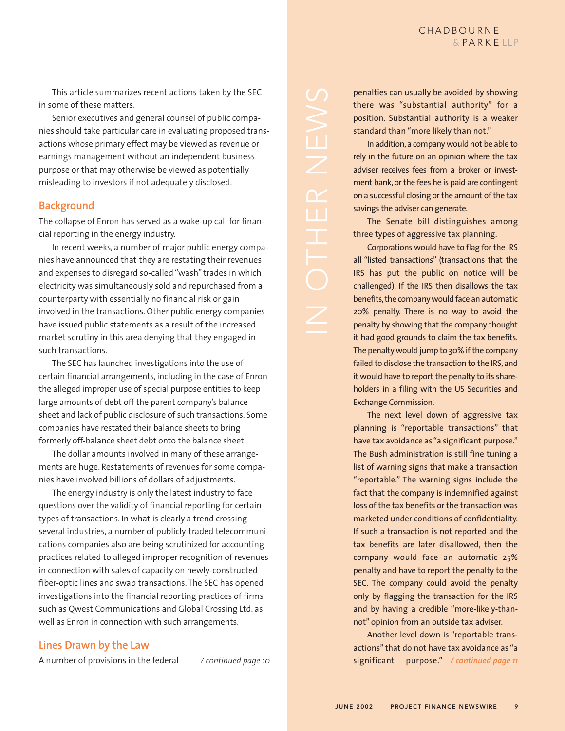This article summarizes recent actions taken by the SEC in some of these matters.

Senior executives and general counsel of public companies should take particular care in evaluating proposed transactions whose primary effect may be viewed as revenue or earnings management without an independent business purpose or that may otherwise be viewed as potentially misleading to investors if not adequately disclosed.

## Background

The collapse of Enron has served as a wake-up call for financial reporting in the energy industry.

In recent weeks, a number of major public energy companies have announced that they are restating their revenues and expenses to disregard so-called "wash" trades in which electricity was simultaneously sold and repurchased from a counterparty with essentially no financial risk or gain involved in the transactions. Other public energy companies have issued public statements as a result of the increased market scrutiny in this area denying that they engaged in such transactions.

The SEC has launched investigations into the use of certain financial arrangements, including in the case of Enron the alleged improper use of special purpose entities to keep large amounts of debt off the parent company's balance sheet and lack of public disclosure of such transactions. Some companies have restated their balance sheets to bring formerly off-balance sheet debt onto the balance sheet.

The dollar amounts involved in many of these arrangements are huge. Restatements of revenues for some companies have involved billions of dollars of adjustments.

The energy industry is only the latest industry to face questions over the validity of financial reporting for certain types of transactions. In what is clearly a trend crossing several industries, a number of publicly-traded telecommunications companies also are being scrutinized for accounting practices related to alleged improper recognition of revenues in connection with sales of capacity on newly-constructed fiber-optic lines and swap transactions. The SEC has opened investigations into the financial reporting practices of firms such as Qwest Communications and Global Crossing Ltd. as well as Enron in connection with such arrangements.

## Lines Drawn by the Law

A number of provisions in the federal */ continued page 10*

IN OTHER NEWS

penalties can usually be avoided by showing there was "substantial authority" for a position. Substantial authority is a weaker standard than "more likely than not."

In addition, a company would not be able to rely in the future on an opinion where the tax adviser receives fees from a broker or investment bank, or the fees he is paid are contingent on a successful closing or the amount of the tax savings the adviser can generate.

The Senate bill distinguishes among three types of aggressive tax planning.

Corporations would have to flag for the IRS all "listed transactions" (transactions that the IRS has put the public on notice will be challenged). If the IRS then disallows the tax benefits, the company would face an automatic 20% penalty. There is no way to avoid the penalty by showing that the company thought it had good grounds to claim the tax benefits. The penalty would jump to 30% if the company failed to disclose the transaction to the IRS, and it would have to report the penalty to its shareholders in a filing with the US Securities and Exchange Commission.

The next level down of aggressive tax planning is "reportable transactions" that have tax avoidance as "a significant purpose." The Bush administration is still fine tuning a list of warning signs that make a transaction "reportable." The warning signs include the fact that the company is indemnified against loss of the tax benefits or the transaction was marketed under conditions of confidentiality. If such a transaction is not reported and the tax benefits are later disallowed, then the company would face an automatic 25% penalty and have to report the penalty to the SEC. The company could avoid the penalty only by flagging the transaction for the IRS and by having a credible "more-likely-than-not" opinion from an outside tax adviser.

Another level down is "reportable transactions" that do not have tax avoidance as "a significant purpose." */ continued page 11*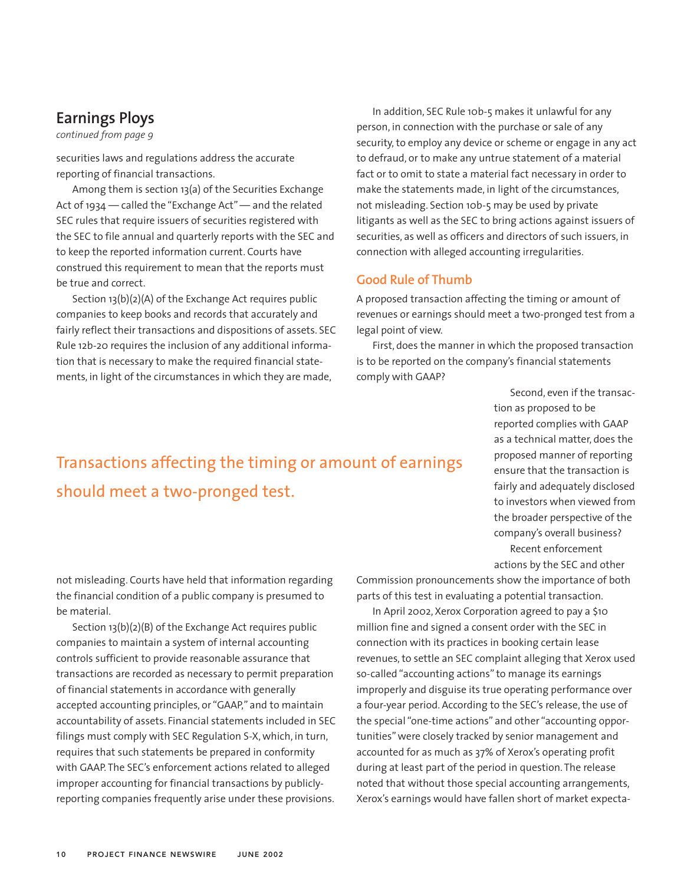## Earnings Ploys

*continued from page 9*

securities laws and regulations address the accurate reporting of financial transactions.

Among them is section 13(a) of the Securities Exchange Act of 1934 — called the "Exchange Act" — and the related SEC rules that require issuers of securities registered with the SEC to file annual and quarterly reports with the SEC and to keep the reported information current. Courts have construed this requirement to mean that the reports must be true and correct.

Section 13(b)(2)(A) of the Exchange Act requires public companies to keep books and records that accurately and fairly reflect their transactions and dispositions of assets. SEC Rule 12b-20 requires the inclusion of any additional information that is necessary to make the required financial statements, in light of the circumstances in which they are made, not misleading. Courts have held that information regarding the financial condition of a public company is presumed to be material.

Section 13(b)(2)(B) of the Exchange Act requires public companies to maintain a system of internal accounting controls sufficient to provide reasonable assurance that transactions are recorded as necessary to permit preparation of financial statements in accordance with generally accepted accounting principles, or "GAAP," and to maintain accountability of assets. Financial statements included in SEC filings must comply with SEC Regulation S-X, which, in turn, requires that such statements be prepared in conformity with GAAP. The SEC's enforcement actions related to alleged improper accounting for financial transactions by publicly-reporting companies frequently arise under these provisions.

In addition, SEC Rule 10b-5 makes it unlawful for any person, in connection with the purchase or sale of any security, to employ any device or scheme or engage in any act to defraud, or to make any untrue statement of a material fact or to omit to state a material fact necessary in order to make the statements made, in light of the circumstances, not misleading. Section 10b-5 may be used by private litigants as well as the SEC to bring actions against issuers of securities, as well as officers and directors of such issuers, in connection with alleged accounting irregularities.

### Good Rule of Thumb

A proposed transaction affecting the timing or amount of revenues or earnings should meet a two-pronged test from a legal point of view.

First, does the manner in which the proposed transaction is to be reported on the company's financial statements comply with GAAP?

Second, even if the transaction as proposed to be reported complies with GAAP as a technical matter, does the proposed manner of reporting ensure that the transaction is fairly and adequately disclosed to investors when viewed from the broader perspective of the company's overall business?

> Transactions affecting the timing or amount of earnings should meet a two-pronged test.

Recent enforcement actions by the SEC and other Commission pronouncements show the importance of both parts of this test in evaluating a potential transaction.

In April 2002, Xerox Corporation agreed to pay a $10 million fine and signed a consent order with the SEC in connection with its practices in booking certain lease revenues, to settle an SEC complaint alleging that Xerox used so-called "accounting actions" to manage its earnings improperly and disguise its true operating performance over a four-year period. According to the SEC's release, the use of the special "one-time actions" and other "accounting opportunities" were closely tracked by senior management and accounted for as much as 37% of Xerox's operating profit during at least part of the period in question. The release noted that without those special accounting arrangements, Xerox's earnings would have fallen short of market expecta-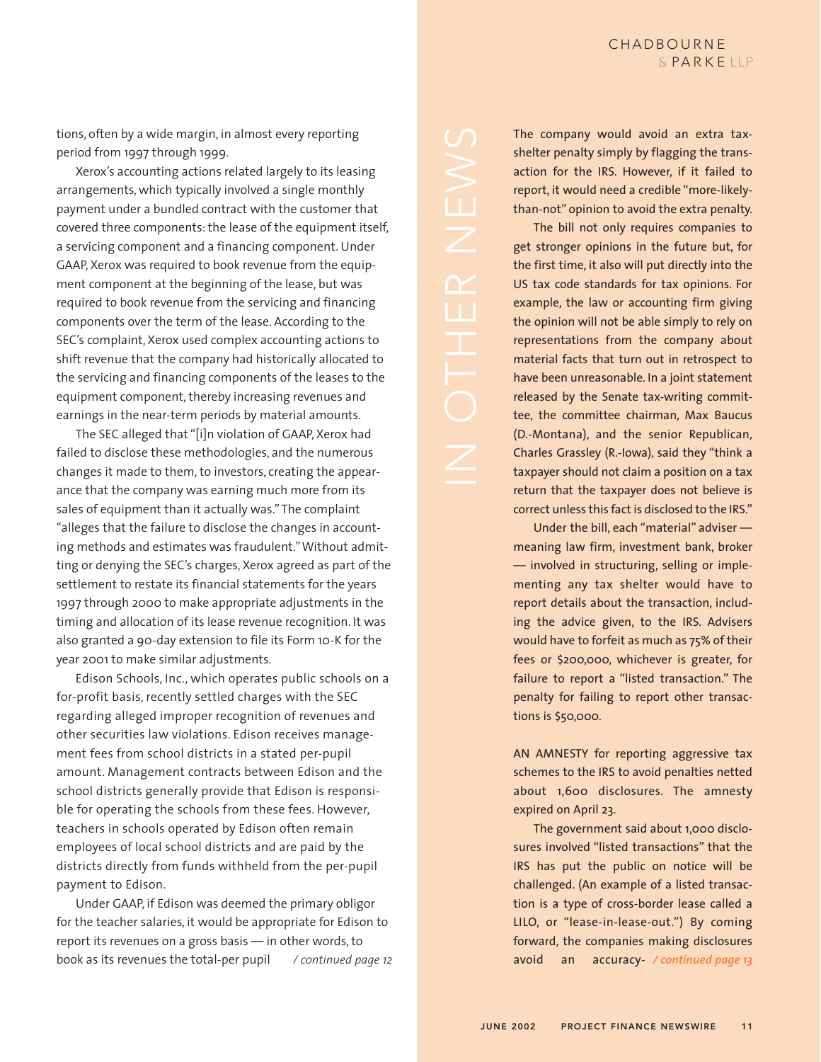tions, often by a wide margin, in almost every reporting period from 1997 through 1999.

Xerox's accounting actions related largely to its leasing arrangements, which typically involved a single monthly payment under a bundled contract with the customer that covered three components: the lease of the equipment itself, a servicing component and a financing component. Under GAAP, Xerox was required to book revenue from the equipment component at the beginning of the lease, but was required to book revenue from the servicing and financing components over the term of the lease. According to the SEC's complaint, Xerox used complex accounting actions to shift revenue that the company had historically allocated to the servicing and financing components of the leases to the equipment component, thereby increasing revenues and earnings in the near-term periods by material amounts.

The SEC alleged that "[i]n violation of GAAP, Xerox had failed to disclose these methodologies, and the numerous changes it made to them, to investors, creating the appearance that the company was earning much more from its sales of equipment than it actually was." The complaint "alleges that the failure to disclose the changes in accounting methods and estimates was fraudulent." Without admitting or denying the SEC's charges, Xerox agreed as part of the settlement to restate its financial statements for the years 1997 through 2000 to make appropriate adjustments in the timing and allocation of its lease revenue recognition. It was also granted a 90-day extension to file its Form 10-K for the year 2001 to make similar adjustments.

Edison Schools, Inc., which operates public schools on a for-profit basis, recently settled charges with the SEC regarding alleged improper recognition of revenues and other securities law violations. Edison receives management fees from school districts in a stated per-pupil amount. Management contracts between Edison and the school districts generally provide that Edison is responsible for operating the schools from these fees. However, teachers in schools operated by Edison often remain employees of local school districts and are paid by the districts directly from funds withheld from the per-pupil payment to Edison.

Under GAAP, if Edison was deemed the primary obligor for the teacher salaries, it would be appropriate for Edison to report its revenues on a gross basis — in other words, to book as its revenues the total-per pupil */ continued page 12*

# IN OTHER NEWS

The company would avoid an extra tax-shelter penalty simply by flagging the transaction for the IRS. However, if it failed to report, it would need a credible "more-likely-than-not" opinion to avoid the extra penalty.

The bill not only requires companies to get stronger opinions in the future but, for the first time, it also will put directly into the US tax code standards for tax opinions. For example, the law or accounting firm giving the opinion will not be able simply to rely on representations from the company about material facts that turn out in retrospect to have been unreasonable. In a joint statement released by the Senate tax-writing committee, the committee chairman, Max Baucus (D.-Montana), and the senior Republican, Charles Grassley (R.-Iowa), said they "think a taxpayer should not claim a position on a tax return that the taxpayer does not believe is correct unless this fact is disclosed to the IRS."

Under the bill, each "material" adviser — meaning law firm, investment bank, broker — involved in structuring, selling or implementing any tax shelter would have to report details about the transaction, including the advice given, to the IRS. Advisers would have to forfeit as much as 75% of their fees or $200,000, whichever is greater, for failure to report a "listed transaction." The penalty for failing to report other transactions is $50,000.

AN AMNESTY for reporting aggressive tax schemes to the IRS to avoid penalties netted about 1,600 disclosures. The amnesty expired on April 23.

The government said about 1,000 disclosures involved "listed transactions" that the IRS has put the public on notice will be challenged. (An example of a listed transaction is a type of cross-border lease called a LILO, or "lease-in-lease-out.") By coming forward, the companies making disclosures avoid an accuracy- */ continued page 13*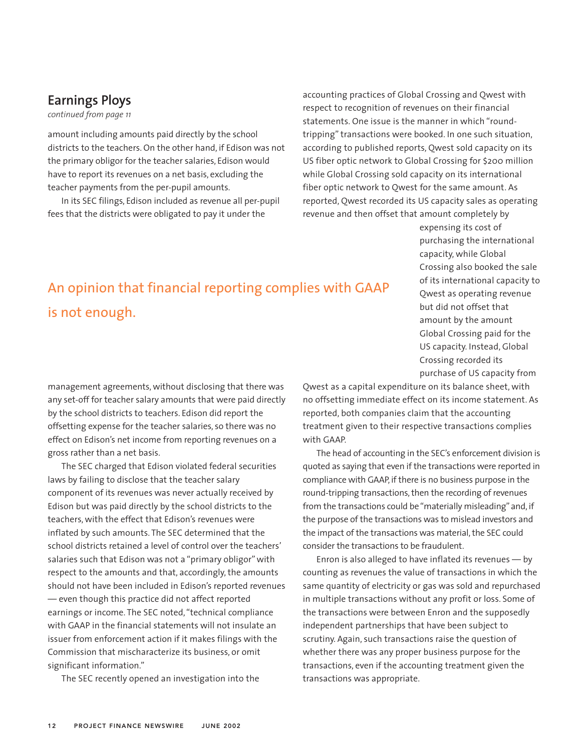## Earnings Ploys

*continued from page 11*

amount including amounts paid directly by the school districts to the teachers. On the other hand, if Edison was not the primary obligor for the teacher salaries, Edison would have to report its revenues on a net basis, excluding the teacher payments from the per-pupil amounts.

In its SEC filings, Edison included as revenue all per-pupil fees that the districts were obligated to pay it under the management agreements, without disclosing that there was any set-off for teacher salary amounts that were paid directly by the school districts to teachers. Edison did report the offsetting expense for the teacher salaries, so there was no effect on Edison's net income from reporting revenues on a gross rather than a net basis.

The SEC charged that Edison violated federal securities laws by failing to disclose that the teacher salary component of its revenues was never actually received by Edison but was paid directly by the school districts to the teachers, with the effect that Edison's revenues were inflated by such amounts. The SEC determined that the school districts retained a level of control over the teachers' salaries such that Edison was not a "primary obligor" with respect to the amounts and that, accordingly, the amounts should not have been included in Edison's reported revenues — even though this practice did not affect reported earnings or income. The SEC noted, "technical compliance with GAAP in the financial statements will not insulate an issuer from enforcement action if it makes filings with the Commission that mischaracterize its business, or omit significant information."

The SEC recently opened an investigation into the accounting practices of Global Crossing and Qwest with respect to recognition of revenues on their financial statements. One issue is the manner in which "round-tripping" transactions were booked. In one such situation, according to published reports, Qwest sold capacity on its US fiber optic network to Global Crossing for $200 million while Global Crossing sold capacity on its international fiber optic network to Qwest for the same amount. As reported, Qwest recorded its US capacity sales as operating revenue and then offset that amount completely by expensing its cost of purchasing the international capacity, while Global Crossing also booked the sale of its international capacity to Qwest as operating revenue but did not offset that amount by the amount Global Crossing paid for the US capacity. Instead, Global Crossing recorded its purchase of US capacity from Qwest as a capital expenditure on its balance sheet, with no offsetting immediate effect on its income statement. As reported, both companies claim that the accounting treatment given to their respective transactions complies with GAAP.

> An opinion that financial reporting complies with GAAP is not enough.

The head of accounting in the SEC's enforcement division is quoted as saying that even if the transactions were reported in compliance with GAAP, if there is no business purpose in the round-tripping transactions, then the recording of revenues from the transactions could be "materially misleading" and, if the purpose of the transactions was to mislead investors and the impact of the transactions was material, the SEC could consider the transactions to be fraudulent.

Enron is also alleged to have inflated its revenues — by counting as revenues the value of transactions in which the same quantity of electricity or gas was sold and repurchased in multiple transactions without any profit or loss. Some of the transactions were between Enron and the supposedly independent partnerships that have been subject to scrutiny. Again, such transactions raise the question of whether there was any proper business purpose for the transactions, even if the accounting treatment given the transactions was appropriate.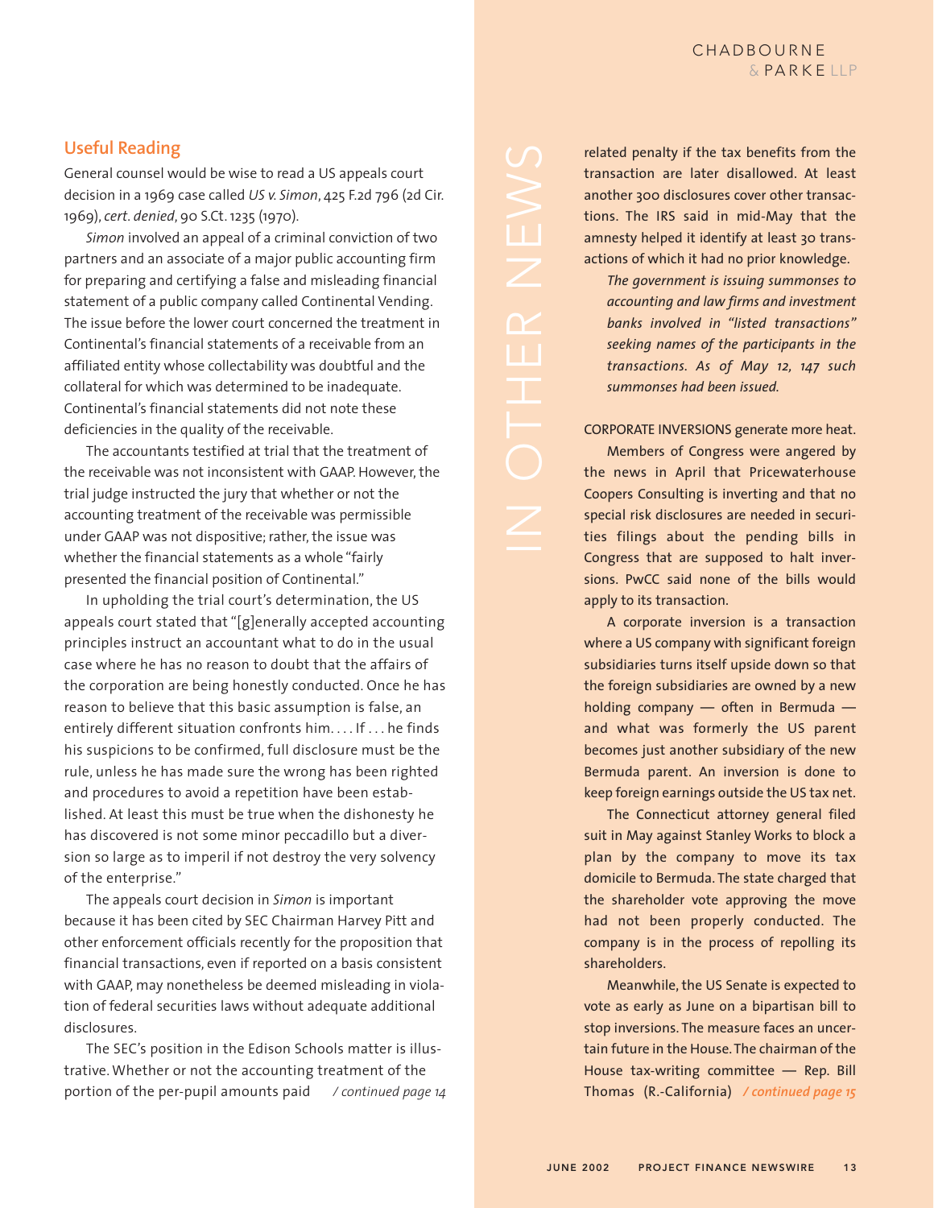## Useful Reading

General counsel would be wise to read a US appeals court decision in a 1969 case called *US v. Simon*, 425 F.2d 796 (2d Cir. 1969), *cert. denied*, 90 S.Ct. 1235 (1970).

*Simon* involved an appeal of a criminal conviction of two partners and an associate of a major public accounting firm for preparing and certifying a false and misleading financial statement of a public company called Continental Vending. The issue before the lower court concerned the treatment in Continental's financial statements of a receivable from an affiliated entity whose collectability was doubtful and the collateral for which was determined to be inadequate. Continental's financial statements did not note these deficiencies in the quality of the receivable.

The accountants testified at trial that the treatment of the receivable was not inconsistent with GAAP. However, the trial judge instructed the jury that whether or not the accounting treatment of the receivable was permissible under GAAP was not dispositive; rather, the issue was whether the financial statements as a whole "fairly presented the financial position of Continental."

In upholding the trial court's determination, the US appeals court stated that "[g]enerally accepted accounting principles instruct an accountant what to do in the usual case where he has no reason to doubt that the affairs of the corporation are being honestly conducted. Once he has reason to believe that this basic assumption is false, an entirely different situation confronts him. . . . If . . . he finds his suspicions to be confirmed, full disclosure must be the rule, unless he has made sure the wrong has been righted and procedures to avoid a repetition have been established. At least this must be true when the dishonesty he has discovered is not some minor peccadillo but a diversion so large as to imperil if not destroy the very solvency of the enterprise."

The appeals court decision in *Simon* is important because it has been cited by SEC Chairman Harvey Pitt and other enforcement officials recently for the proposition that financial transactions, even if reported on a basis consistent with GAAP, may nonetheless be deemed misleading in violation of federal securities laws without adequate additional disclosures.

The SEC's position in the Edison Schools matter is illustrative. Whether or not the accounting treatment of the portion of the per-pupil amounts paid */ continued page 14*

## IN OTHER NEWS

related penalty if the tax benefits from the transaction are later disallowed. At least another 300 disclosures cover other transactions. The IRS said in mid-May that the amnesty helped it identify at least 30 transactions of which it had no prior knowledge.

*The government is issuing summonses to accounting and law firms and investment banks involved in "listed transactions" seeking names of the participants in the transactions. As of May 12, 147 such summonses had been issued.*

CORPORATE INVERSIONS generate more heat.

Members of Congress were angered by the news in April that Pricewaterhouse Coopers Consulting is inverting and that no special risk disclosures are needed in securities filings about the pending bills in Congress that are supposed to halt inversions. PwCC said none of the bills would apply to its transaction.

A corporate inversion is a transaction where a US company with significant foreign subsidiaries turns itself upside down so that the foreign subsidiaries are owned by a new holding company — often in Bermuda — and what was formerly the US parent becomes just another subsidiary of the new Bermuda parent. An inversion is done to keep foreign earnings outside the US tax net.

The Connecticut attorney general filed suit in May against Stanley Works to block a plan by the company to move its tax domicile to Bermuda. The state charged that the shareholder vote approving the move had not been properly conducted. The company is in the process of repolling its shareholders.

Meanwhile, the US Senate is expected to vote as early as June on a bipartisan bill to stop inversions. The measure faces an uncertain future in the House. The chairman of the House tax-writing committee — Rep. Bill Thomas (R.-California) */ continued page 15*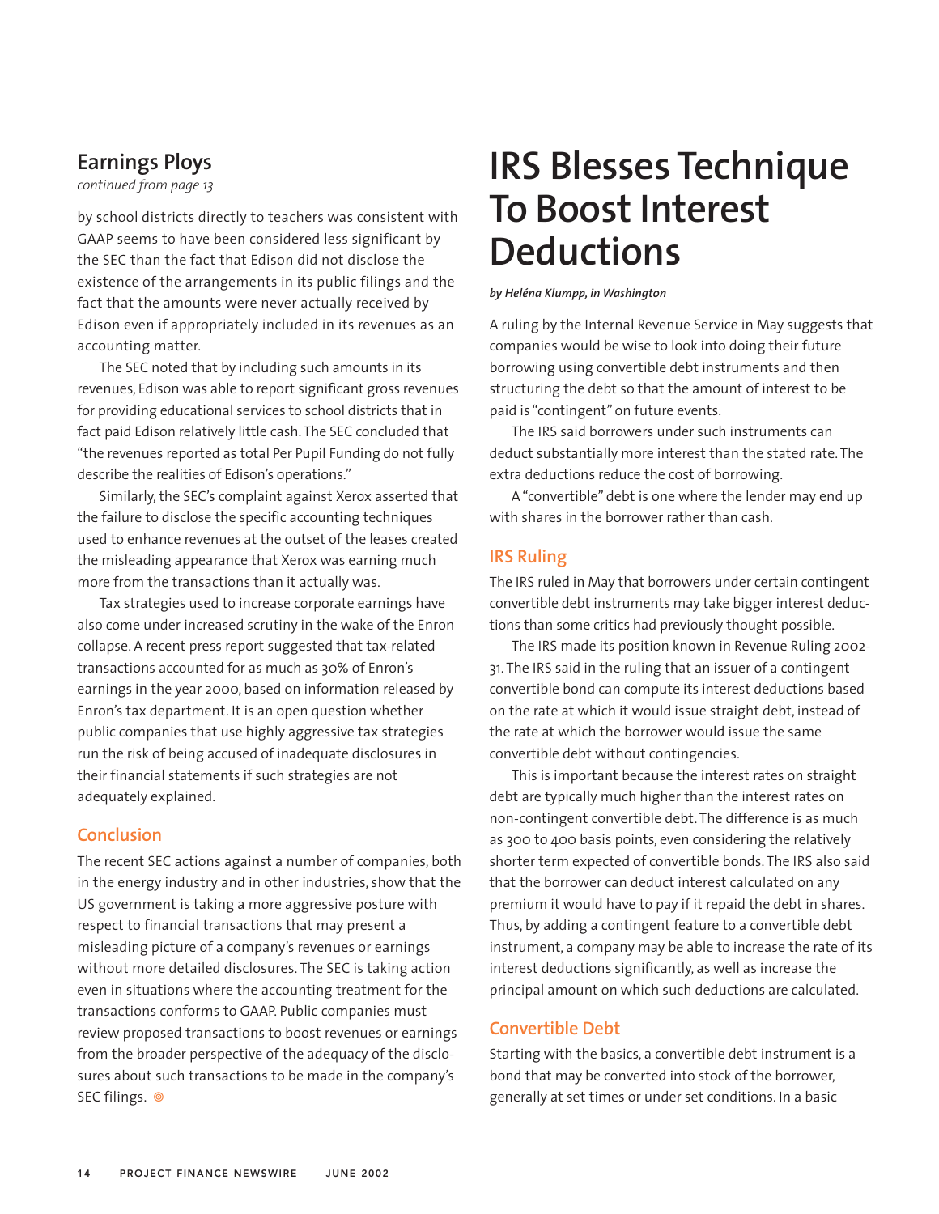## Earnings Ploys

*continued from page 13*

by school districts directly to teachers was consistent with GAAP seems to have been considered less significant by the SEC than the fact that Edison did not disclose the existence of the arrangements in its public filings and the fact that the amounts were never actually received by Edison even if appropriately included in its revenues as an accounting matter.

The SEC noted that by including such amounts in its revenues, Edison was able to report significant gross revenues for providing educational services to school districts that in fact paid Edison relatively little cash. The SEC concluded that "the revenues reported as total Per Pupil Funding do not fully describe the realities of Edison's operations."

Similarly, the SEC's complaint against Xerox asserted that the failure to disclose the specific accounting techniques used to enhance revenues at the outset of the leases created the misleading appearance that Xerox was earning much more from the transactions than it actually was.

Tax strategies used to increase corporate earnings have also come under increased scrutiny in the wake of the Enron collapse. A recent press report suggested that tax-related transactions accounted for as much as 30% of Enron's earnings in the year 2000, based on information released by Enron's tax department. It is an open question whether public companies that use highly aggressive tax strategies run the risk of being accused of inadequate disclosures in their financial statements if such strategies are not adequately explained.

### Conclusion

The recent SEC actions against a number of companies, both in the energy industry and in other industries, show that the US government is taking a more aggressive posture with respect to financial transactions that may present a misleading picture of a company's revenues or earnings without more detailed disclosures. The SEC is taking action even in situations where the accounting treatment for the transactions conforms to GAAP. Public companies must review proposed transactions to boost revenues or earnings from the broader perspective of the adequacy of the disclosures about such transactions to be made in the company's SEC filings. ◎

# IRS Blesses Technique To Boost Interest Deductions

***by Heléna Klumpp, in Washington***

A ruling by the Internal Revenue Service in May suggests that companies would be wise to look into doing their future borrowing using convertible debt instruments and then structuring the debt so that the amount of interest to be paid is "contingent" on future events.

The IRS said borrowers under such instruments can deduct substantially more interest than the stated rate. The extra deductions reduce the cost of borrowing.

A "convertible" debt is one where the lender may end up with shares in the borrower rather than cash.

### IRS Ruling

The IRS ruled in May that borrowers under certain contingent convertible debt instruments may take bigger interest deductions than some critics had previously thought possible.

The IRS made its position known in Revenue Ruling 2002-31. The IRS said in the ruling that an issuer of a contingent convertible bond can compute its interest deductions based on the rate at which it would issue straight debt, instead of the rate at which the borrower would issue the same convertible debt without contingencies.

This is important because the interest rates on straight debt are typically much higher than the interest rates on non-contingent convertible debt. The difference is as much as 300 to 400 basis points, even considering the relatively shorter term expected of convertible bonds. The IRS also said that the borrower can deduct interest calculated on any premium it would have to pay if it repaid the debt in shares. Thus, by adding a contingent feature to a convertible debt instrument, a company may be able to increase the rate of its interest deductions significantly, as well as increase the principal amount on which such deductions are calculated.

### Convertible Debt

Starting with the basics, a convertible debt instrument is a bond that may be converted into stock of the borrower, generally at set times or under set conditions. In a basic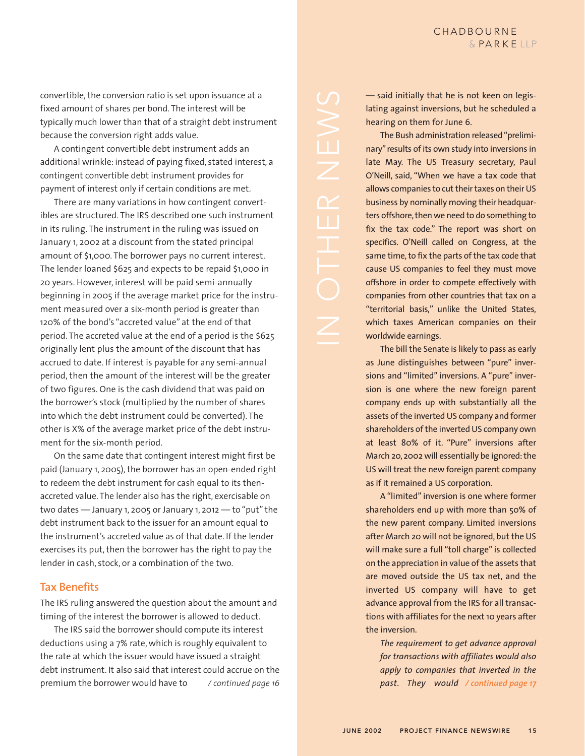convertible, the conversion ratio is set upon issuance at a fixed amount of shares per bond. The interest will be typically much lower than that of a straight debt instrument because the conversion right adds value.

A contingent convertible debt instrument adds an additional wrinkle: instead of paying fixed, stated interest, a contingent convertible debt instrument provides for payment of interest only if certain conditions are met.

There are many variations in how contingent convertibles are structured. The IRS described one such instrument in its ruling. The instrument in the ruling was issued on January 1, 2002 at a discount from the stated principal amount of $1,000. The borrower pays no current interest. The lender loaned $625 and expects to be repaid $1,000 in 20 years. However, interest will be paid semi-annually beginning in 2005 if the average market price for the instrument measured over a six-month period is greater than 120% of the bond's "accreted value" at the end of that period. The accreted value at the end of a period is the $625 originally lent plus the amount of the discount that has accrued to date. If interest is payable for any semi-annual period, then the amount of the interest will be the greater of two figures. One is the cash dividend that was paid on the borrower's stock (multiplied by the number of shares into which the debt instrument could be converted). The other is X% of the average market price of the debt instrument for the six-month period.

On the same date that contingent interest might first be paid (January 1, 2005), the borrower has an open-ended right to redeem the debt instrument for cash equal to its then-accreted value. The lender also has the right, exercisable on two dates — January 1, 2005 or January 1, 2012 — to "put" the debt instrument back to the issuer for an amount equal to the instrument's accreted value as of that date. If the lender exercises its put, then the borrower has the right to pay the lender in cash, stock, or a combination of the two.

## Tax Benefits

The IRS ruling answered the question about the amount and timing of the interest the borrower is allowed to deduct.

The IRS said the borrower should compute its interest deductions using a 7% rate, which is roughly equivalent to the rate at which the issuer would have issued a straight debt instrument. It also said that interest could accrue on the premium the borrower would have to */ continued page 16*

## IN OTHER NEWS

— said initially that he is not keen on legislating against inversions, but he scheduled a hearing on them for June 6.

The Bush administration released "preliminary" results of its own study into inversions in late May. The US Treasury secretary, Paul O'Neill, said, "When we have a tax code that allows companies to cut their taxes on their US business by nominally moving their headquarters offshore, then we need to do something to fix the tax code." The report was short on specifics. O'Neill called on Congress, at the same time, to fix the parts of the tax code that cause US companies to feel they must move offshore in order to compete effectively with companies from other countries that tax on a "territorial basis," unlike the United States, which taxes American companies on their worldwide earnings.

The bill the Senate is likely to pass as early as June distinguishes between "pure" inversions and "limited" inversions. A "pure" inversion is one where the new foreign parent company ends up with substantially all the assets of the inverted US company and former shareholders of the inverted US company own at least 80% of it. "Pure" inversions after March 20, 2002 will essentially be ignored: the US will treat the new foreign parent company as if it remained a US corporation.

A "limited" inversion is one where former shareholders end up with more than 50% of the new parent company. Limited inversions after March 20 will not be ignored, but the US will make sure a full "toll charge" is collected on the appreciation in value of the assets that are moved outside the US tax net, and the inverted US company will have to get advance approval from the IRS for all transactions with affiliates for the next 10 years after the inversion.

*The requirement to get advance approval for transactions with affiliates would also apply to companies that inverted in the past. They would / continued page 17*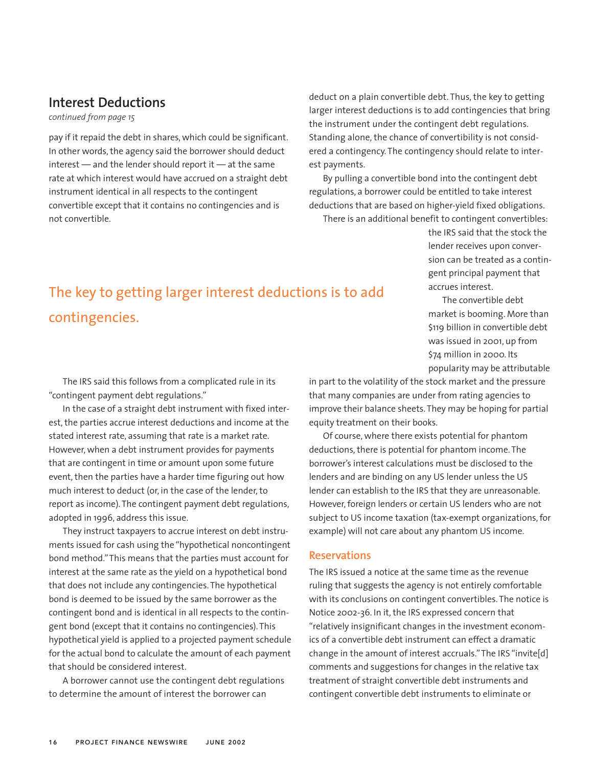## Interest Deductions

*continued from page 15*

pay if it repaid the debt in shares, which could be significant. In other words, the agency said the borrower should deduct interest — and the lender should report it — at the same rate at which interest would have accrued on a straight debt instrument identical in all respects to the contingent convertible except that it contains no contingencies and is not convertible.

The IRS said this follows from a complicated rule in its "contingent payment debt regulations."

In the case of a straight debt instrument with fixed interest, the parties accrue interest deductions and income at the stated interest rate, assuming that rate is a market rate. However, when a debt instrument provides for payments that are contingent in time or amount upon some future event, then the parties have a harder time figuring out how much interest to deduct (or, in the case of the lender, to report as income). The contingent payment debt regulations, adopted in 1996, address this issue.

They instruct taxpayers to accrue interest on debt instruments issued for cash using the "hypothetical noncontingent bond method." This means that the parties must account for interest at the same rate as the yield on a hypothetical bond that does not include any contingencies. The hypothetical bond is deemed to be issued by the same borrower as the contingent bond and is identical in all respects to the contingent bond (except that it contains no contingencies). This hypothetical yield is applied to a projected payment schedule for the actual bond to calculate the amount of each payment that should be considered interest.

A borrower cannot use the contingent debt regulations to determine the amount of interest the borrower can deduct on a plain convertible debt. Thus, the key to getting larger interest deductions is to add contingencies that bring the instrument under the contingent debt regulations. Standing alone, the chance of convertibility is not considered a contingency. The contingency should relate to interest payments.

By pulling a convertible bond into the contingent debt regulations, a borrower could be entitled to take interest deductions that are based on higher-yield fixed obligations.

There is an additional benefit to contingent convertibles: the IRS said that the stock the lender receives upon conversion can be treated as a contingent principal payment that accrues interest.

The convertible debt market is booming. More than $119 billion in convertible debt was issued in 2001, up from $74 million in 2000. Its popularity may be attributable in part to the volatility of the stock market and the pressure that many companies are under from rating agencies to improve their balance sheets. They may be hoping for partial equity treatment on their books.

Of course, where there exists potential for phantom deductions, there is potential for phantom income. The borrower's interest calculations must be disclosed to the lenders and are binding on any US lender unless the US lender can establish to the IRS that they are unreasonable. However, foreign lenders or certain US lenders who are not subject to US income taxation (tax-exempt organizations, for example) will not care about any phantom US income.

### Reservations

The IRS issued a notice at the same time as the revenue ruling that suggests the agency is not entirely comfortable with its conclusions on contingent convertibles. The notice is Notice 2002-36. In it, the IRS expressed concern that "relatively insignificant changes in the investment economics of a convertible debt instrument can effect a dramatic change in the amount of interest accruals." The IRS "invite[d] comments and suggestions for changes in the relative tax treatment of straight convertible debt instruments and contingent convertible debt instruments to eliminate or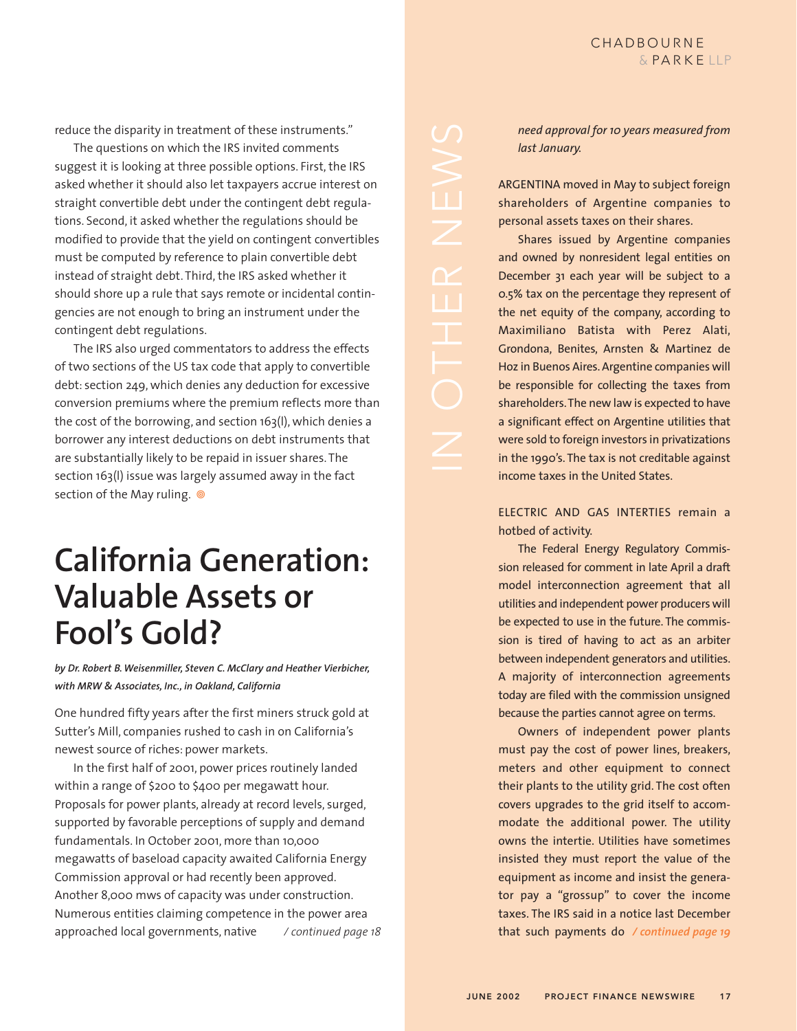reduce the disparity in treatment of these instruments."

The questions on which the IRS invited comments suggest it is looking at three possible options. First, the IRS asked whether it should also let taxpayers accrue interest on straight convertible debt under the contingent debt regulations. Second, it asked whether the regulations should be modified to provide that the yield on contingent convertibles must be computed by reference to plain convertible debt instead of straight debt. Third, the IRS asked whether it should shore up a rule that says remote or incidental contingencies are not enough to bring an instrument under the contingent debt regulations.

The IRS also urged commentators to address the effects of two sections of the US tax code that apply to convertible debt: section 249, which denies any deduction for excessive conversion premiums where the premium reflects more than the cost of the borrowing, and section 163(l), which denies a borrower any interest deductions on debt instruments that are substantially likely to be repaid in issuer shares. The section 163(l) issue was largely assumed away in the fact section of the May ruling. ◎

# California Generation: Valuable Assets or Fool's Gold?

***by Dr. Robert B. Weisenmiller, Steven C. McClary and Heather Vierbicher, with MRW & Associates, Inc., in Oakland, California***

One hundred fifty years after the first miners struck gold at Sutter's Mill, companies rushed to cash in on California's newest source of riches: power markets.

In the first half of 2001, power prices routinely landed within a range of $200 to $400 per megawatt hour. Proposals for power plants, already at record levels, surged, supported by favorable perceptions of supply and demand fundamentals. In October 2001, more than 10,000 megawatts of baseload capacity awaited California Energy Commission approval or had recently been approved. Another 8,000 mws of capacity was under construction. Numerous entities claiming competence in the power area approached local governments, native */ continued page 18*

## IN OTHER NEWS

*need approval for 10 years measured from last January.*

ARGENTINA moved in May to subject foreign shareholders of Argentine companies to personal assets taxes on their shares.

Shares issued by Argentine companies and owned by nonresident legal entities on December 31 each year will be subject to a 0.5% tax on the percentage they represent of the net equity of the company, according to Maximiliano Batista with Perez Alati, Grondona, Benites, Arnsten & Martinez de Hoz in Buenos Aires. Argentine companies will be responsible for collecting the taxes from shareholders. The new law is expected to have a significant effect on Argentine utilities that were sold to foreign investors in privatizations in the 1990's. The tax is not creditable against income taxes in the United States.

ELECTRIC AND GAS INTERTIES remain a hotbed of activity.

The Federal Energy Regulatory Commission released for comment in late April a draft model interconnection agreement that all utilities and independent power producers will be expected to use in the future. The commission is tired of having to act as an arbiter between independent generators and utilities. A majority of interconnection agreements today are filed with the commission unsigned because the parties cannot agree on terms.

Owners of independent power plants must pay the cost of power lines, breakers, meters and other equipment to connect their plants to the utility grid. The cost often covers upgrades to the grid itself to accommodate the additional power. The utility owns the intertie. Utilities have sometimes insisted they must report the value of the equipment as income and insist the generator pay a "grossup" to cover the income taxes. The IRS said in a notice last December that such payments do */ continued page 19*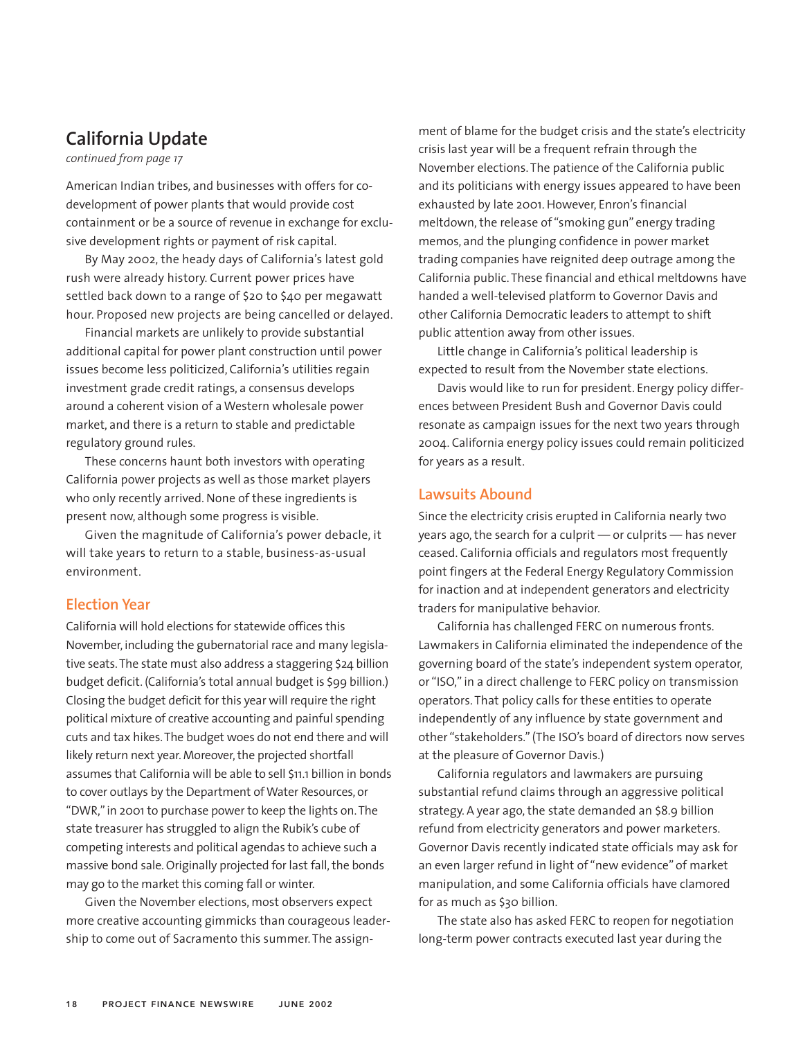## California Update

*continued from page 17*

American Indian tribes, and businesses with offers for co-development of power plants that would provide cost containment or be a source of revenue in exchange for exclusive development rights or payment of risk capital.

By May 2002, the heady days of California's latest gold rush were already history. Current power prices have settled back down to a range of $20 to $40 per megawatt hour. Proposed new projects are being cancelled or delayed.

Financial markets are unlikely to provide substantial additional capital for power plant construction until power issues become less politicized, California's utilities regain investment grade credit ratings, a consensus develops around a coherent vision of a Western wholesale power market, and there is a return to stable and predictable regulatory ground rules.

These concerns haunt both investors with operating California power projects as well as those market players who only recently arrived. None of these ingredients is present now, although some progress is visible.

Given the magnitude of California's power debacle, it will take years to return to a stable, business-as-usual environment.

### Election Year

California will hold elections for statewide offices this November, including the gubernatorial race and many legislative seats. The state must also address a staggering $24 billion budget deficit. (California's total annual budget is $99 billion.) Closing the budget deficit for this year will require the right political mixture of creative accounting and painful spending cuts and tax hikes. The budget woes do not end there and will likely return next year. Moreover, the projected shortfall assumes that California will be able to sell $11.1 billion in bonds to cover outlays by the Department of Water Resources, or "DWR," in 2001 to purchase power to keep the lights on. The state treasurer has struggled to align the Rubik's cube of competing interests and political agendas to achieve such a massive bond sale. Originally projected for last fall, the bonds may go to the market this coming fall or winter.

Given the November elections, most observers expect more creative accounting gimmicks than courageous leadership to come out of Sacramento this summer. The assignment of blame for the budget crisis and the state's electricity crisis last year will be a frequent refrain through the November elections. The patience of the California public and its politicians with energy issues appeared to have been exhausted by late 2001. However, Enron's financial meltdown, the release of "smoking gun" energy trading memos, and the plunging confidence in power market trading companies have reignited deep outrage among the California public. These financial and ethical meltdowns have handed a well-televised platform to Governor Davis and other California Democratic leaders to attempt to shift public attention away from other issues.

Little change in California's political leadership is expected to result from the November state elections.

Davis would like to run for president. Energy policy differences between President Bush and Governor Davis could resonate as campaign issues for the next two years through 2004. California energy policy issues could remain politicized for years as a result.

### Lawsuits Abound

Since the electricity crisis erupted in California nearly two years ago, the search for a culprit — or culprits — has never ceased. California officials and regulators most frequently point fingers at the Federal Energy Regulatory Commission for inaction and at independent generators and electricity traders for manipulative behavior.

California has challenged FERC on numerous fronts. Lawmakers in California eliminated the independence of the governing board of the state's independent system operator, or "ISO," in a direct challenge to FERC policy on transmission operators. That policy calls for these entities to operate independently of any influence by state government and other "stakeholders." (The ISO's board of directors now serves at the pleasure of Governor Davis.)

California regulators and lawmakers are pursuing substantial refund claims through an aggressive political strategy. A year ago, the state demanded an $8.9 billion refund from electricity generators and power marketers. Governor Davis recently indicated state officials may ask for an even larger refund in light of "new evidence" of market manipulation, and some California officials have clamored for as much as $30 billion.

The state also has asked FERC to reopen for negotiation long-term power contracts executed last year during the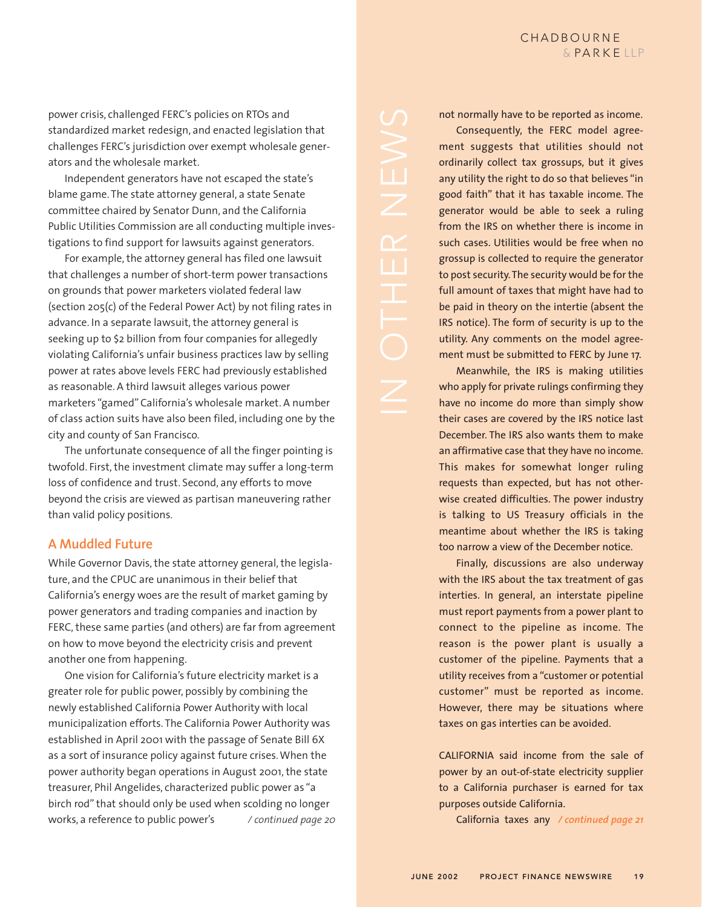power crisis, challenged FERC's policies on RTOs and standardized market redesign, and enacted legislation that challenges FERC's jurisdiction over exempt wholesale generators and the wholesale market.

Independent generators have not escaped the state's blame game. The state attorney general, a state Senate committee chaired by Senator Dunn, and the California Public Utilities Commission are all conducting multiple investigations to find support for lawsuits against generators.

For example, the attorney general has filed one lawsuit that challenges a number of short-term power transactions on grounds that power marketers violated federal law (section 205(c) of the Federal Power Act) by not filing rates in advance. In a separate lawsuit, the attorney general is seeking up to $2 billion from four companies for allegedly violating California's unfair business practices law by selling power at rates above levels FERC had previously established as reasonable. A third lawsuit alleges various power marketers "gamed" California's wholesale market. A number of class action suits have also been filed, including one by the city and county of San Francisco.

The unfortunate consequence of all the finger pointing is twofold. First, the investment climate may suffer a long-term loss of confidence and trust. Second, any efforts to move beyond the crisis are viewed as partisan maneuvering rather than valid policy positions.

## A Muddled Future

While Governor Davis, the state attorney general, the legislature, and the CPUC are unanimous in their belief that California's energy woes are the result of market gaming by power generators and trading companies and inaction by FERC, these same parties (and others) are far from agreement on how to move beyond the electricity crisis and prevent another one from happening.

One vision for California's future electricity market is a greater role for public power, possibly by combining the newly established California Power Authority with local municipalization efforts. The California Power Authority was established in April 2001 with the passage of Senate Bill 6X as a sort of insurance policy against future crises. When the power authority began operations in August 2001, the state treasurer, Phil Angelides, characterized public power as "a birch rod" that should only be used when scolding no longer works, a reference to public power's *[/ continued page 20]*

# IN OTHER NEWS

not normally have to be reported as income.

Consequently, the FERC model agreement suggests that utilities should not ordinarily collect tax grossups, but it gives any utility the right to do so that believes "in good faith" that it has taxable income. The generator would be able to seek a ruling from the IRS on whether there is income in such cases. Utilities would be free when no grossup is collected to require the generator to post security. The security would be for the full amount of taxes that might have had to be paid in theory on the intertie (absent the IRS notice). The form of security is up to the utility. Any comments on the model agreement must be submitted to FERC by June 17.

Meanwhile, the IRS is making utilities who apply for private rulings confirming they have no income do more than simply show their cases are covered by the IRS notice last December. The IRS also wants them to make an affirmative case that they have no income. This makes for somewhat longer ruling requests than expected, but has not otherwise created difficulties. The power industry is talking to US Treasury officials in the meantime about whether the IRS is taking too narrow a view of the December notice.

Finally, discussions are also underway with the IRS about the tax treatment of gas interties. In general, an interstate pipeline must report payments from a power plant to connect to the pipeline as income. The reason is the power plant is usually a customer of the pipeline. Payments that a utility receives from a "customer or potential customer" must be reported as income. However, there may be situations where taxes on gas interties can be avoided.

CALIFORNIA said income from the sale of power by an out-of-state electricity supplier to a California purchaser is earned for tax purposes outside California.

California taxes any *[/ continued page 21]*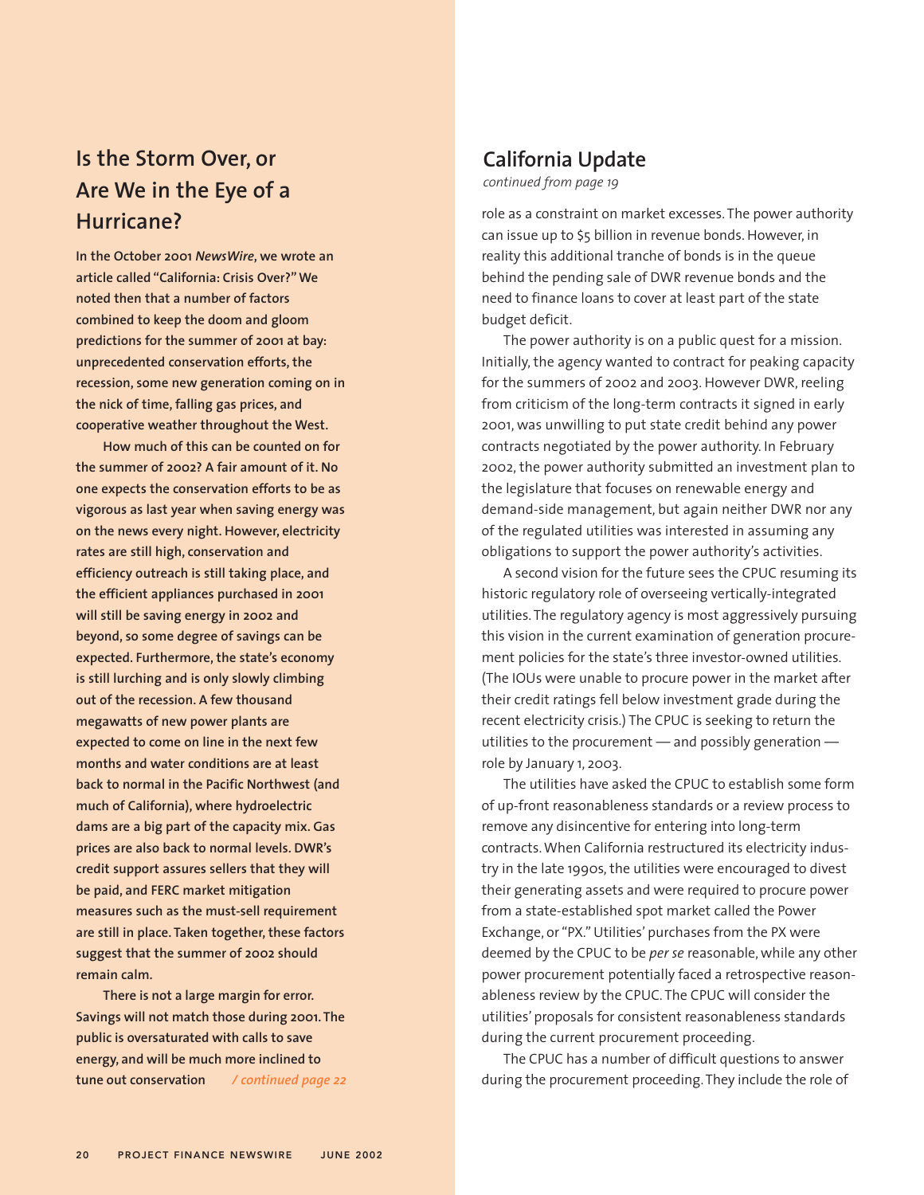## Is the Storm Over, or Are We in the Eye of a Hurricane?

**In the October 2001 *NewsWire*, we wrote an article called "California: Crisis Over?" We noted then that a number of factors combined to keep the doom and gloom predictions for the summer of 2001 at bay: unprecedented conservation efforts, the recession, some new generation coming on in the nick of time, falling gas prices, and cooperative weather throughout the West.**

**How much of this can be counted on for the summer of 2002? A fair amount of it. No one expects the conservation efforts to be as vigorous as last year when saving energy was on the news every night. However, electricity rates are still high, conservation and efficiency outreach is still taking place, and the efficient appliances purchased in 2001 will still be saving energy in 2002 and beyond, so some degree of savings can be expected. Furthermore, the state's economy is still lurching and is only slowly climbing out of the recession. A few thousand megawatts of new power plants are expected to come on line in the next few months and water conditions are at least back to normal in the Pacific Northwest (and much of California), where hydroelectric dams are a big part of the capacity mix. Gas prices are also back to normal levels. DWR's credit support assures sellers that they will be paid, and FERC market mitigation measures such as the must-sell requirement are still in place. Taken together, these factors suggest that the summer of 2002 should remain calm.**

**There is not a large margin for error. Savings will not match those during 2001. The public is oversaturated with calls to save energy, and will be much more inclined to tune out conservation** */ continued page 22*

## California Update

*continued from page 19*

role as a constraint on market excesses. The power authority can issue up to $5 billion in revenue bonds. However, in reality this additional tranche of bonds is in the queue behind the pending sale of DWR revenue bonds and the need to finance loans to cover at least part of the state budget deficit.

The power authority is on a public quest for a mission. Initially, the agency wanted to contract for peaking capacity for the summers of 2002 and 2003. However DWR, reeling from criticism of the long-term contracts it signed in early 2001, was unwilling to put state credit behind any power contracts negotiated by the power authority. In February 2002, the power authority submitted an investment plan to the legislature that focuses on renewable energy and demand-side management, but again neither DWR nor any of the regulated utilities was interested in assuming any obligations to support the power authority's activities.

A second vision for the future sees the CPUC resuming its historic regulatory role of overseeing vertically-integrated utilities. The regulatory agency is most aggressively pursuing this vision in the current examination of generation procurement policies for the state's three investor-owned utilities. (The IOUs were unable to procure power in the market after their credit ratings fell below investment grade during the recent electricity crisis.) The CPUC is seeking to return the utilities to the procurement — and possibly generation — role by January 1, 2003.

The utilities have asked the CPUC to establish some form of up-front reasonableness standards or a review process to remove any disincentive for entering into long-term contracts. When California restructured its electricity industry in the late 1990s, the utilities were encouraged to divest their generating assets and were required to procure power from a state-established spot market called the Power Exchange, or "PX." Utilities' purchases from the PX were deemed by the CPUC to be *per se* reasonable, while any other power procurement potentially faced a retrospective reasonableness review by the CPUC. The CPUC will consider the utilities' proposals for consistent reasonableness standards during the current procurement proceeding.

The CPUC has a number of difficult questions to answer during the procurement proceeding. They include the role of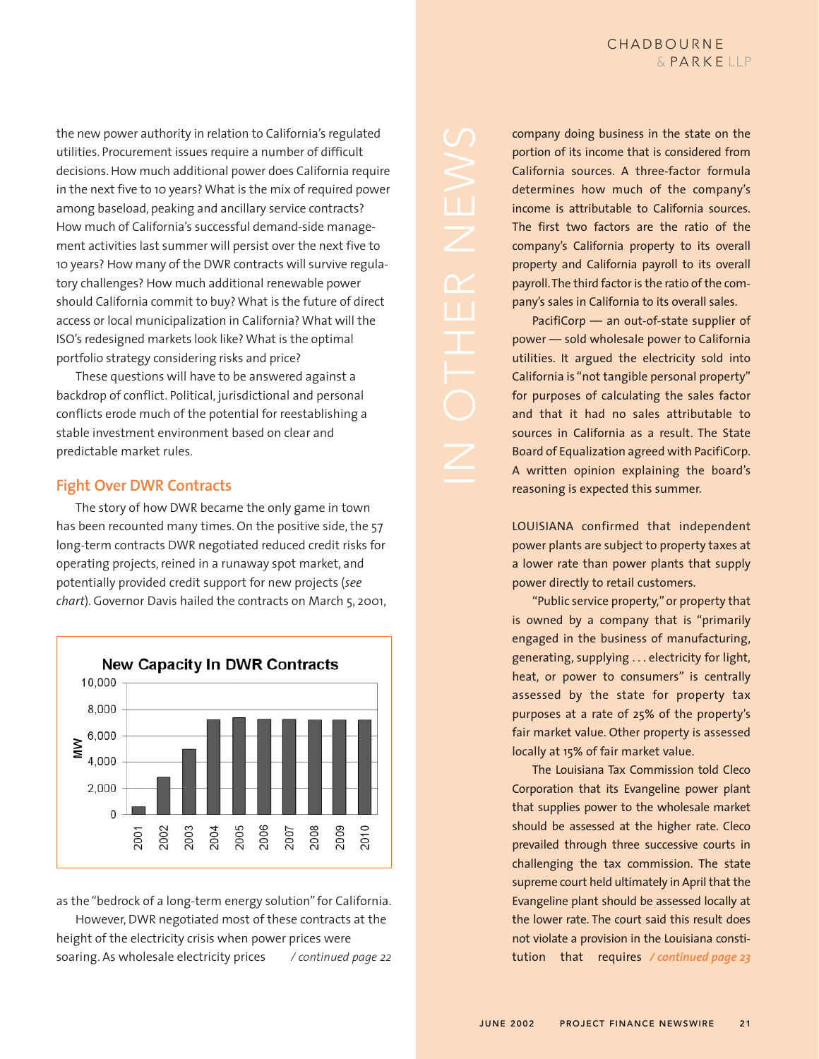the new power authority in relation to California's regulated utilities. Procurement issues require a number of difficult decisions. How much additional power does California require in the next five to 10 years? What is the mix of required power among baseload, peaking and ancillary service contracts? How much of California's successful demand-side management activities last summer will persist over the next five to 10 years? How many of the DWR contracts will survive regulatory challenges? How much additional renewable power should California commit to buy? What is the future of direct access or local municipalization in California? What will the ISO's redesigned markets look like? What is the optimal portfolio strategy considering risks and price?

These questions will have to be answered against a backdrop of conflict. Political, jurisdictional and personal conflicts erode much of the potential for reestablishing a stable investment environment based on clear and predictable market rules.

## Fight Over DWR Contracts

The story of how DWR became the only game in town has been recounted many times. On the positive side, the 57 long-term contracts DWR negotiated reduced credit risks for operating projects, reined in a runaway spot market, and potentially provided credit support for new projects (*see chart*). Governor Davis hailed the contracts on March 5, 2001,

**New Capacity In DWR Contracts**

| Year | MW (approx.) |
|---|---|
| 2001 | 600 |
| 2002 | 2,800 |
| 2003 | 4,900 |
| 2004 | 7,200 |
| 2005 | 7,300 |
| 2006 | 7,200 |
| 2007 | 7,200 |
| 2008 | 7,200 |
| 2009 | 7,200 |
| 2010 | 7,200 |

as the "bedrock of a long-term energy solution" for California.

However, DWR negotiated most of these contracts at the height of the electricity crisis when power prices were soaring. As wholesale electricity prices */ continued page 22*

# IN OTHER NEWS

company doing business in the state on the portion of its income that is considered from California sources. A three-factor formula determines how much of the company's income is attributable to California sources. The first two factors are the ratio of the company's California property to its overall property and California payroll to its overall payroll. The third factor is the ratio of the company's sales in California to its overall sales.

PacifiCorp — an out-of-state supplier of power — sold wholesale power to California utilities. It argued the electricity sold into California is "not tangible personal property" for purposes of calculating the sales factor and that it had no sales attributable to sources in California as a result. The State Board of Equalization agreed with PacifiCorp. A written opinion explaining the board's reasoning is expected this summer.

LOUISIANA confirmed that independent power plants are subject to property taxes at a lower rate than power plants that supply power directly to retail customers.

"Public service property," or property that is owned by a company that is "primarily engaged in the business of manufacturing, generating, supplying . . . electricity for light, heat, or power to consumers" is centrally assessed by the state for property tax purposes at a rate of 25% of the property's fair market value. Other property is assessed locally at 15% of fair market value.

The Louisiana Tax Commission told Cleco Corporation that its Evangeline power plant that supplies power to the wholesale market should be assessed at the higher rate. Cleco prevailed through three successive courts in challenging the tax commission. The state supreme court held ultimately in April that the Evangeline plant should be assessed locally at the lower rate. The court said this result does not violate a provision in the Louisiana constitution that requires */ continued page 23*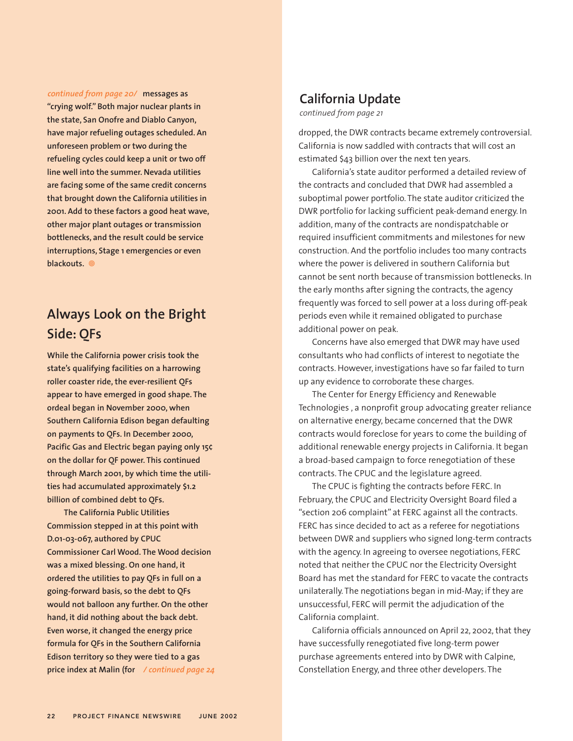*continued from page 20/* **messages as "crying wolf." Both major nuclear plants in the state, San Onofre and Diablo Canyon, have major refueling outages scheduled. An unforeseen problem or two during the refueling cycles could keep a unit or two off line well into the summer. Nevada utilities are facing some of the same credit concerns that brought down the California utilities in 2001. Add to these factors a good heat wave, other major plant outages or transmission bottlenecks, and the result could be service interruptions, Stage 1 emergencies or even blackouts.**

## Always Look on the Bright Side: QFs

**While the California power crisis took the state's qualifying facilities on a harrowing roller coaster ride, the ever-resilient QFs appear to have emerged in good shape. The ordeal began in November 2000, when Southern California Edison began defaulting on payments to QFs. In December 2000, Pacific Gas and Electric began paying only 15¢ on the dollar for QF power. This continued through March 2001, by which time the utilities had accumulated approximately $1.2 billion of combined debt to QFs.**

**The California Public Utilities Commission stepped in at this point with D.01-03-067, authored by CPUC Commissioner Carl Wood. The Wood decision was a mixed blessing. On one hand, it ordered the utilities to pay QFs in full on a going-forward basis, so the debt to QFs would not balloon any further. On the other hand, it did nothing about the back debt. Even worse, it changed the energy price formula for QFs in the Southern California Edison territory so they were tied to a gas price index at Malin (for** */ continued page 24*

## California Update

*continued from page 21*

dropped, the DWR contracts became extremely controversial. California is now saddled with contracts that will cost an estimated $43 billion over the next ten years.

California's state auditor performed a detailed review of the contracts and concluded that DWR had assembled a suboptimal power portfolio. The state auditor criticized the DWR portfolio for lacking sufficient peak-demand energy. In addition, many of the contracts are nondispatchable or required insufficient commitments and milestones for new construction. And the portfolio includes too many contracts where the power is delivered in southern California but cannot be sent north because of transmission bottlenecks. In the early months after signing the contracts, the agency frequently was forced to sell power at a loss during off-peak periods even while it remained obligated to purchase additional power on peak.

Concerns have also emerged that DWR may have used consultants who had conflicts of interest to negotiate the contracts. However, investigations have so far failed to turn up any evidence to corroborate these charges.

The Center for Energy Efficiency and Renewable Technologies , a nonprofit group advocating greater reliance on alternative energy, became concerned that the DWR contracts would foreclose for years to come the building of additional renewable energy projects in California. It began a broad-based campaign to force renegotiation of these contracts. The CPUC and the legislature agreed.

The CPUC is fighting the contracts before FERC. In February, the CPUC and Electricity Oversight Board filed a "section 206 complaint" at FERC against all the contracts. FERC has since decided to act as a referee for negotiations between DWR and suppliers who signed long-term contracts with the agency. In agreeing to oversee negotiations, FERC noted that neither the CPUC nor the Electricity Oversight Board has met the standard for FERC to vacate the contracts unilaterally. The negotiations began in mid-May; if they are unsuccessful, FERC will permit the adjudication of the California complaint.

California officials announced on April 22, 2002, that they have successfully renegotiated five long-term power purchase agreements entered into by DWR with Calpine, Constellation Energy, and three other developers. The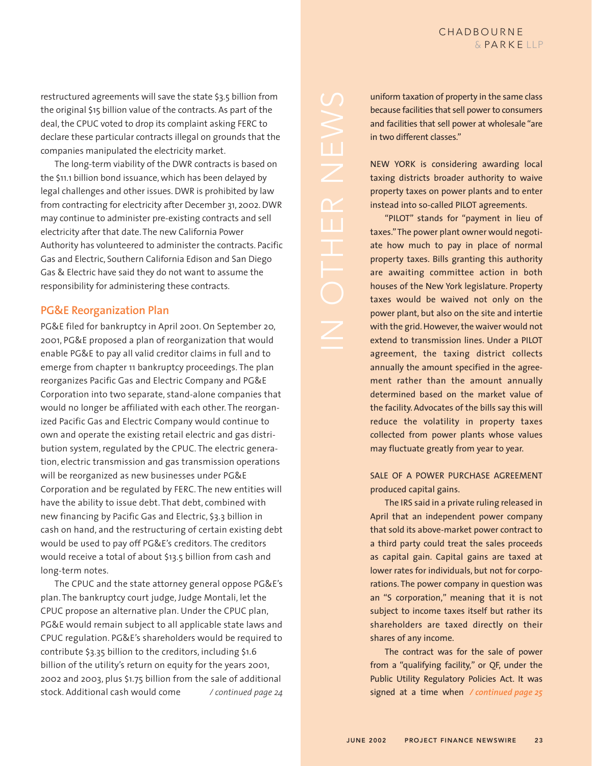restructured agreements will save the state $3.5 billion from the original $15 billion value of the contracts. As part of the deal, the CPUC voted to drop its complaint asking FERC to declare these particular contracts illegal on grounds that the companies manipulated the electricity market.

The long-term viability of the DWR contracts is based on the $11.1 billion bond issuance, which has been delayed by legal challenges and other issues. DWR is prohibited by law from contracting for electricity after December 31, 2002. DWR may continue to administer pre-existing contracts and sell electricity after that date. The new California Power Authority has volunteered to administer the contracts. Pacific Gas and Electric, Southern California Edison and San Diego Gas & Electric have said they do not want to assume the responsibility for administering these contracts.

## PG&E Reorganization Plan

PG&E filed for bankruptcy in April 2001. On September 20, 2001, PG&E proposed a plan of reorganization that would enable PG&E to pay all valid creditor claims in full and to emerge from chapter 11 bankruptcy proceedings. The plan reorganizes Pacific Gas and Electric Company and PG&E Corporation into two separate, stand-alone companies that would no longer be affiliated with each other. The reorganized Pacific Gas and Electric Company would continue to own and operate the existing retail electric and gas distribution system, regulated by the CPUC. The electric generation, electric transmission and gas transmission operations will be reorganized as new businesses under PG&E Corporation and be regulated by FERC. The new entities will have the ability to issue debt. That debt, combined with new financing by Pacific Gas and Electric, $3.3 billion in cash on hand, and the restructuring of certain existing debt would be used to pay off PG&E's creditors. The creditors would receive a total of about $13.5 billion from cash and long-term notes.

The CPUC and the state attorney general oppose PG&E's plan. The bankruptcy court judge, Judge Montali, let the CPUC propose an alternative plan. Under the CPUC plan, PG&E would remain subject to all applicable state laws and CPUC regulation. PG&E's shareholders would be required to contribute $3.35 billion to the creditors, including $1.6 billion of the utility's return on equity for the years 2001, 2002 and 2003, plus $1.75 billion from the sale of additional stock. Additional cash would come *[/ continued page 24](#)*

# IN OTHER NEWS

uniform taxation of property in the same class because facilities that sell power to consumers and facilities that sell power at wholesale "are in two different classes."

NEW YORK is considering awarding local taxing districts broader authority to waive property taxes on power plants and to enter instead into so-called PILOT agreements.

"PILOT" stands for "payment in lieu of taxes." The power plant owner would negotiate how much to pay in place of normal property taxes. Bills granting this authority are awaiting committee action in both houses of the New York legislature. Property taxes would be waived not only on the power plant, but also on the site and intertie with the grid. However, the waiver would not extend to transmission lines. Under a PILOT agreement, the taxing district collects annually the amount specified in the agreement rather than the amount annually determined based on the market value of the facility. Advocates of the bills say this will reduce the volatility in property taxes collected from power plants whose values may fluctuate greatly from year to year.

SALE OF A POWER PURCHASE AGREEMENT produced capital gains.

The IRS said in a private ruling released in April that an independent power company that sold its above-market power contract to a third party could treat the sales proceeds as capital gain. Capital gains are taxed at lower rates for individuals, but not for corporations. The power company in question was an "S corporation," meaning that it is not subject to income taxes itself but rather its shareholders are taxed directly on their shares of any income.

The contract was for the sale of power from a "qualifying facility," or QF, under the Public Utility Regulatory Policies Act. It was signed at a time when *[/ continued page 25](#)*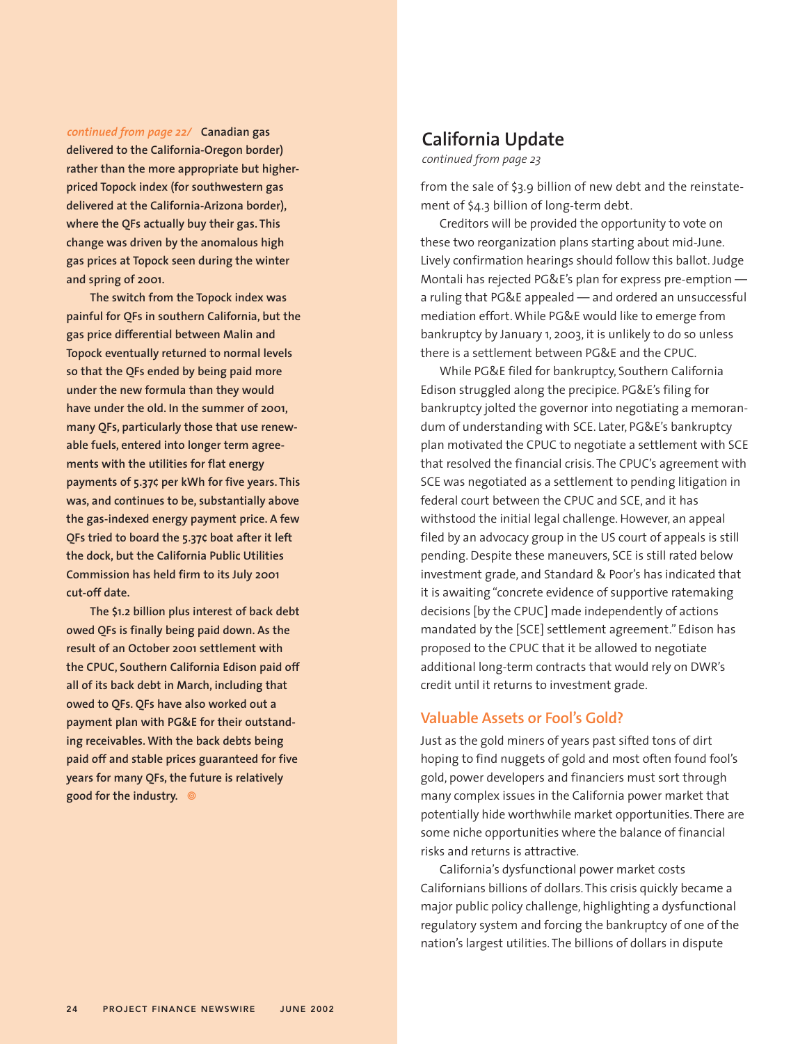*continued from page 22/* **Canadian gas delivered to the California-Oregon border) rather than the more appropriate but higher-priced Topock index (for southwestern gas delivered at the California-Arizona border), where the QFs actually buy their gas. This change was driven by the anomalous high gas prices at Topock seen during the winter and spring of 2001.**

**The switch from the Topock index was painful for QFs in southern California, but the gas price differential between Malin and Topock eventually returned to normal levels so that the QFs ended by being paid more under the new formula than they would have under the old. In the summer of 2001, many QFs, particularly those that use renewable fuels, entered into longer term agreements with the utilities for flat energy payments of 5.37¢ per kWh for five years. This was, and continues to be, substantially above the gas-indexed energy payment price. A few QFs tried to board the 5.37¢ boat after it left the dock, but the California Public Utilities Commission has held firm to its July 2001 cut-off date.**

**The $1.2 billion plus interest of back debt owed QFs is finally being paid down. As the result of an October 2001 settlement with the CPUC, Southern California Edison paid off all of its back debt in March, including that owed to QFs. QFs have also worked out a payment plan with PG&E for their outstanding receivables. With the back debts being paid off and stable prices guaranteed for five years for many QFs, the future is relatively good for the industry.**

## California Update

*continued from page 23*

from the sale of $3.9 billion of new debt and the reinstatement of $4.3 billion of long-term debt.

Creditors will be provided the opportunity to vote on these two reorganization plans starting about mid-June. Lively confirmation hearings should follow this ballot. Judge Montali has rejected PG&E's plan for express pre-emption — a ruling that PG&E appealed — and ordered an unsuccessful mediation effort. While PG&E would like to emerge from bankruptcy by January 1, 2003, it is unlikely to do so unless there is a settlement between PG&E and the CPUC.

While PG&E filed for bankruptcy, Southern California Edison struggled along the precipice. PG&E's filing for bankruptcy jolted the governor into negotiating a memorandum of understanding with SCE. Later, PG&E's bankruptcy plan motivated the CPUC to negotiate a settlement with SCE that resolved the financial crisis. The CPUC's agreement with SCE was negotiated as a settlement to pending litigation in federal court between the CPUC and SCE, and it has withstood the initial legal challenge. However, an appeal filed by an advocacy group in the US court of appeals is still pending. Despite these maneuvers, SCE is still rated below investment grade, and Standard & Poor's has indicated that it is awaiting "concrete evidence of supportive ratemaking decisions [by the CPUC] made independently of actions mandated by the [SCE] settlement agreement." Edison has proposed to the CPUC that it be allowed to negotiate additional long-term contracts that would rely on DWR's credit until it returns to investment grade.

### Valuable Assets or Fool's Gold?

Just as the gold miners of years past sifted tons of dirt hoping to find nuggets of gold and most often found fool's gold, power developers and financiers must sort through many complex issues in the California power market that potentially hide worthwhile market opportunities. There are some niche opportunities where the balance of financial risks and returns is attractive.

California's dysfunctional power market costs Californians billions of dollars. This crisis quickly became a major public policy challenge, highlighting a dysfunctional regulatory system and forcing the bankruptcy of one of the nation's largest utilities. The billions of dollars in dispute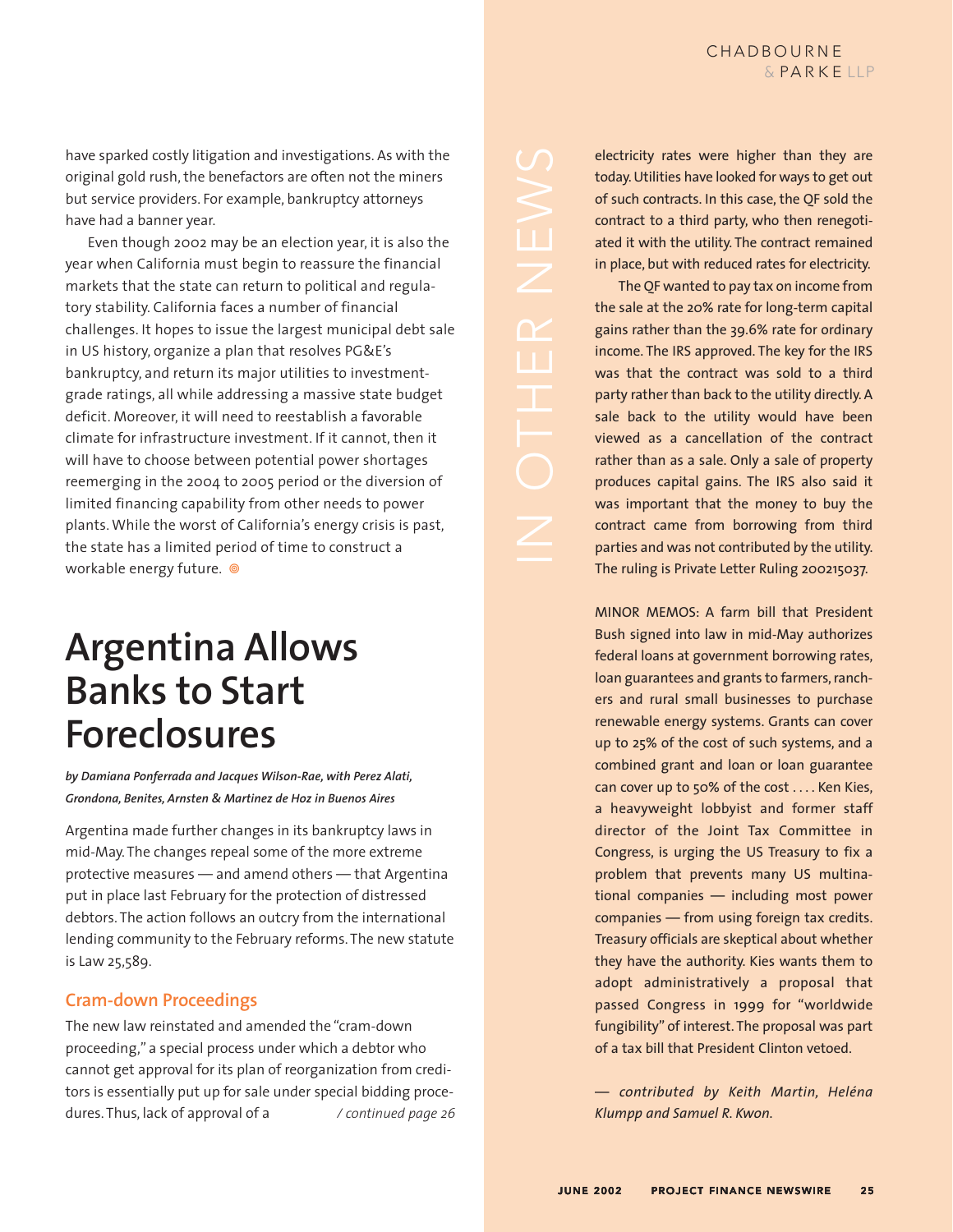have sparked costly litigation and investigations. As with the original gold rush, the benefactors are often not the miners but service providers. For example, bankruptcy attorneys have had a banner year.

Even though 2002 may be an election year, it is also the year when California must begin to reassure the financial markets that the state can return to political and regulatory stability. California faces a number of financial challenges. It hopes to issue the largest municipal debt sale in US history, organize a plan that resolves PG&E's bankruptcy, and return its major utilities to investment-grade ratings, all while addressing a massive state budget deficit. Moreover, it will need to reestablish a favorable climate for infrastructure investment. If it cannot, then it will have to choose between potential power shortages reemerging in the 2004 to 2005 period or the diversion of limited financing capability from other needs to power plants. While the worst of California's energy crisis is past, the state has a limited period of time to construct a workable energy future.

# Argentina Allows Banks to Start Foreclosures

*by Damiana Ponferrada and Jacques Wilson-Rae, with Perez Alati, Grondona, Benites, Arnsten & Martinez de Hoz in Buenos Aires*

Argentina made further changes in its bankruptcy laws in mid-May. The changes repeal some of the more extreme protective measures — and amend others — that Argentina put in place last February for the protection of distressed debtors. The action follows an outcry from the international lending community to the February reforms. The new statute is Law 25,589.

## Cram-down Proceedings

The new law reinstated and amended the "cram-down proceeding," a special process under which a debtor who cannot get approval for its plan of reorganization from creditors is essentially put up for sale under special bidding procedures. Thus, lack of approval of a */ continued page 26*

## IN OTHER NEWS

electricity rates were higher than they are today. Utilities have looked for ways to get out of such contracts. In this case, the QF sold the contract to a third party, who then renegotiated it with the utility. The contract remained in place, but with reduced rates for electricity.

The QF wanted to pay tax on income from the sale at the 20% rate for long-term capital gains rather than the 39.6% rate for ordinary income. The IRS approved. The key for the IRS was that the contract was sold to a third party rather than back to the utility directly. A sale back to the utility would have been viewed as a cancellation of the contract rather than as a sale. Only a sale of property produces capital gains. The IRS also said it was important that the money to buy the contract came from borrowing from third parties and was not contributed by the utility. The ruling is Private Letter Ruling 200215037.

MINOR MEMOS: A farm bill that President Bush signed into law in mid-May authorizes federal loans at government borrowing rates, loan guarantees and grants to farmers, ranchers and rural small businesses to purchase renewable energy systems. Grants can cover up to 25% of the cost of such systems, and a combined grant and loan or loan guarantee can cover up to 50% of the cost . . . . Ken Kies, a heavyweight lobbyist and former staff director of the Joint Tax Committee in Congress, is urging the US Treasury to fix a problem that prevents many US multinational companies — including most power companies — from using foreign tax credits. Treasury officials are skeptical about whether they have the authority. Kies wants them to adopt administratively a proposal that passed Congress in 1999 for "worldwide fungibility" of interest. The proposal was part of a tax bill that President Clinton vetoed.

*— contributed by Keith Martin, Heléna Klumpp and Samuel R. Kwon.*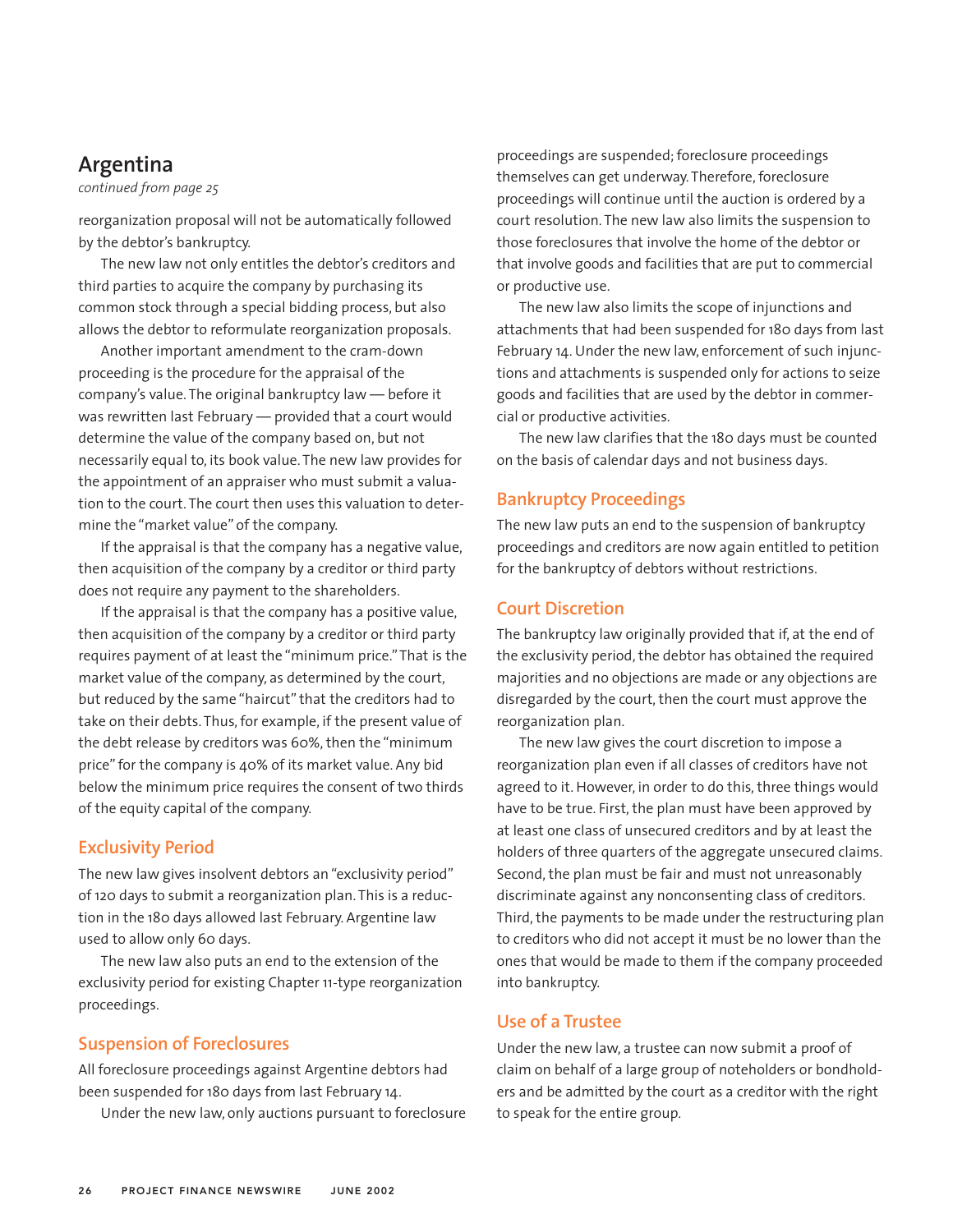## Argentina

*continued from page 25*

reorganization proposal will not be automatically followed by the debtor's bankruptcy.

The new law not only entitles the debtor's creditors and third parties to acquire the company by purchasing its common stock through a special bidding process, but also allows the debtor to reformulate reorganization proposals.

Another important amendment to the cram-down proceeding is the procedure for the appraisal of the company's value. The original bankruptcy law — before it was rewritten last February — provided that a court would determine the value of the company based on, but not necessarily equal to, its book value. The new law provides for the appointment of an appraiser who must submit a valuation to the court. The court then uses this valuation to determine the "market value" of the company.

If the appraisal is that the company has a negative value, then acquisition of the company by a creditor or third party does not require any payment to the shareholders.

If the appraisal is that the company has a positive value, then acquisition of the company by a creditor or third party requires payment of at least the "minimum price." That is the market value of the company, as determined by the court, but reduced by the same "haircut" that the creditors had to take on their debts. Thus, for example, if the present value of the debt release by creditors was 60%, then the "minimum price" for the company is 40% of its market value. Any bid below the minimum price requires the consent of two thirds of the equity capital of the company.

### Exclusivity Period

The new law gives insolvent debtors an "exclusivity period" of 120 days to submit a reorganization plan. This is a reduction in the 180 days allowed last February. Argentine law used to allow only 60 days.

The new law also puts an end to the extension of the exclusivity period for existing Chapter 11-type reorganization proceedings.

### Suspension of Foreclosures

All foreclosure proceedings against Argentine debtors had been suspended for 180 days from last February 14.

Under the new law, only auctions pursuant to foreclosure proceedings are suspended; foreclosure proceedings themselves can get underway. Therefore, foreclosure proceedings will continue until the auction is ordered by a court resolution. The new law also limits the suspension to those foreclosures that involve the home of the debtor or that involve goods and facilities that are put to commercial or productive use.

The new law also limits the scope of injunctions and attachments that had been suspended for 180 days from last February 14. Under the new law, enforcement of such injunctions and attachments is suspended only for actions to seize goods and facilities that are used by the debtor in commercial or productive activities.

The new law clarifies that the 180 days must be counted on the basis of calendar days and not business days.

### Bankruptcy Proceedings

The new law puts an end to the suspension of bankruptcy proceedings and creditors are now again entitled to petition for the bankruptcy of debtors without restrictions.

### Court Discretion

The bankruptcy law originally provided that if, at the end of the exclusivity period, the debtor has obtained the required majorities and no objections are made or any objections are disregarded by the court, then the court must approve the reorganization plan.

The new law gives the court discretion to impose a reorganization plan even if all classes of creditors have not agreed to it. However, in order to do this, three things would have to be true. First, the plan must have been approved by at least one class of unsecured creditors and by at least the holders of three quarters of the aggregate unsecured claims. Second, the plan must be fair and must not unreasonably discriminate against any nonconsenting class of creditors. Third, the payments to be made under the restructuring plan to creditors who did not accept it must be no lower than the ones that would be made to them if the company proceeded into bankruptcy.

### Use of a Trustee

Under the new law, a trustee can now submit a proof of claim on behalf of a large group of noteholders or bondholders and be admitted by the court as a creditor with the right to speak for the entire group.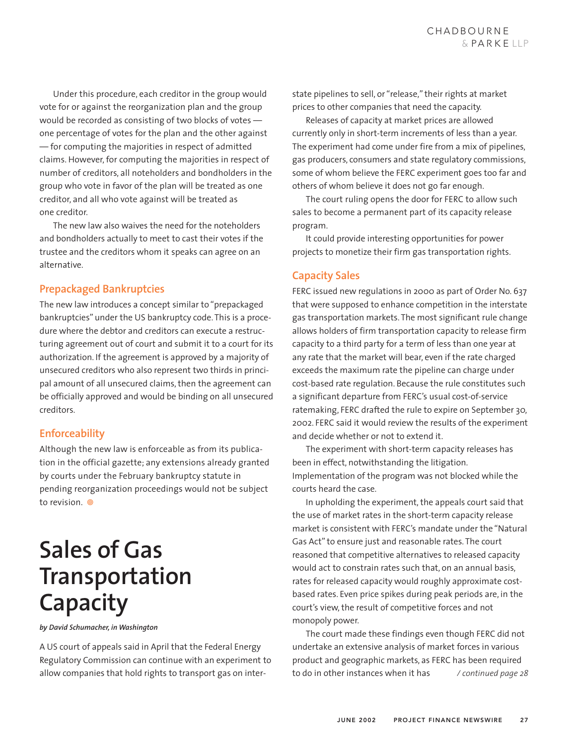Under this procedure, each creditor in the group would vote for or against the reorganization plan and the group would be recorded as consisting of two blocks of votes — one percentage of votes for the plan and the other against — for computing the majorities in respect of admitted claims. However, for computing the majorities in respect of number of creditors, all noteholders and bondholders in the group who vote in favor of the plan will be treated as one creditor, and all who vote against will be treated as one creditor.

The new law also waives the need for the noteholders and bondholders actually to meet to cast their votes if the trustee and the creditors whom it speaks can agree on an alternative.

### Prepackaged Bankruptcies

The new law introduces a concept similar to "prepackaged bankruptcies" under the US bankruptcy code. This is a procedure where the debtor and creditors can execute a restructuring agreement out of court and submit it to a court for its authorization. If the agreement is approved by a majority of unsecured creditors who also represent two thirds in principal amount of all unsecured claims, then the agreement can be officially approved and would be binding on all unsecured creditors.

### Enforceability

Although the new law is enforceable as from its publication in the official gazette; any extensions already granted by courts under the February bankruptcy statute in pending reorganization proceedings would not be subject to revision.

# Sales of Gas Transportation Capacity

*by David Schumacher, in Washington*

A US court of appeals said in April that the Federal Energy Regulatory Commission can continue with an experiment to allow companies that hold rights to transport gas on interstate pipelines to sell, or "release," their rights at market prices to other companies that need the capacity.

Releases of capacity at market prices are allowed currently only in short-term increments of less than a year. The experiment had come under fire from a mix of pipelines, gas producers, consumers and state regulatory commissions, some of whom believe the FERC experiment goes too far and others of whom believe it does not go far enough.

The court ruling opens the door for FERC to allow such sales to become a permanent part of its capacity release program.

It could provide interesting opportunities for power projects to monetize their firm gas transportation rights.

### Capacity Sales

FERC issued new regulations in 2000 as part of Order No. 637 that were supposed to enhance competition in the interstate gas transportation markets. The most significant rule change allows holders of firm transportation capacity to release firm capacity to a third party for a term of less than one year at any rate that the market will bear, even if the rate charged exceeds the maximum rate the pipeline can charge under cost-based rate regulation. Because the rule constitutes such a significant departure from FERC's usual cost-of-service ratemaking, FERC drafted the rule to expire on September 30, 2002. FERC said it would review the results of the experiment and decide whether or not to extend it.

The experiment with short-term capacity releases has been in effect, notwithstanding the litigation. Implementation of the program was not blocked while the courts heard the case.

In upholding the experiment, the appeals court said that the use of market rates in the short-term capacity release market is consistent with FERC's mandate under the "Natural Gas Act" to ensure just and reasonable rates. The court reasoned that competitive alternatives to released capacity would act to constrain rates such that, on an annual basis, rates for released capacity would roughly approximate cost-based rates. Even price spikes during peak periods are, in the court's view, the result of competitive forces and not monopoly power.

The court made these findings even though FERC did not undertake an extensive analysis of market forces in various product and geographic markets, as FERC has been required to do in other instances when it has *[/ continued page 28](#)*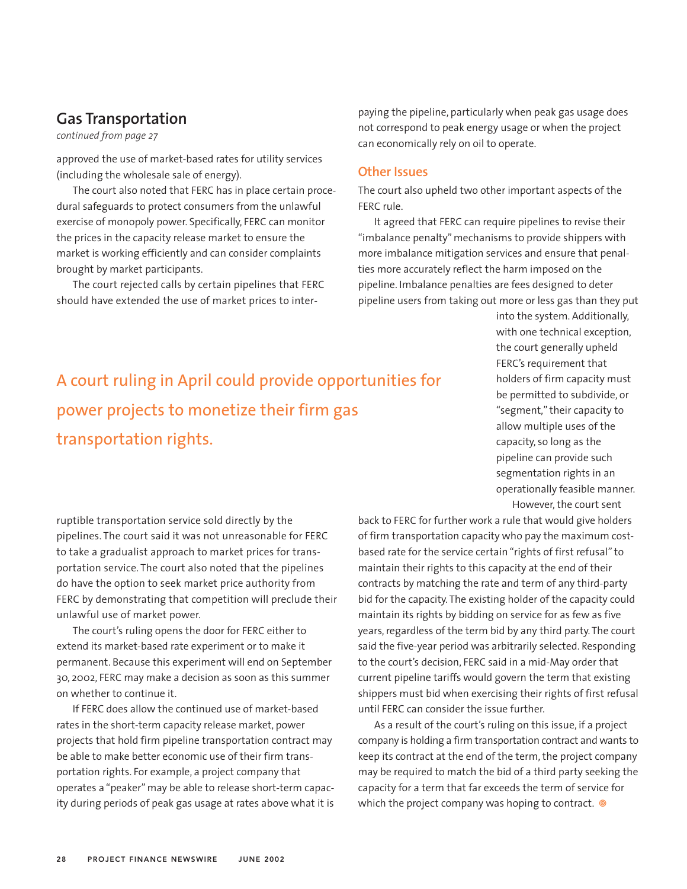## Gas Transportation

*continued from page 27*

approved the use of market-based rates for utility services (including the wholesale sale of energy).

The court also noted that FERC has in place certain procedural safeguards to protect consumers from the unlawful exercise of monopoly power. Specifically, FERC can monitor the prices in the capacity release market to ensure the market is working efficiently and can consider complaints brought by market participants.

The court rejected calls by certain pipelines that FERC should have extended the use of market prices to interruptible transportation service sold directly by the pipelines. The court said it was not unreasonable for FERC to take a gradualist approach to market prices for transportation service. The court also noted that the pipelines do have the option to seek market price authority from FERC by demonstrating that competition will preclude their unlawful use of market power.

The court's ruling opens the door for FERC either to extend its market-based rate experiment or to make it permanent. Because this experiment will end on September 30, 2002, FERC may make a decision as soon as this summer on whether to continue it.

If FERC does allow the continued use of market-based rates in the short-term capacity release market, power projects that hold firm pipeline transportation contract may be able to make better economic use of their firm transportation rights. For example, a project company that operates a "peaker" may be able to release short-term capacity during periods of peak gas usage at rates above what it is paying the pipeline, particularly when peak gas usage does not correspond to peak energy usage or when the project can economically rely on oil to operate.

A court ruling in April could provide opportunities for power projects to monetize their firm gas transportation rights.

### Other Issues

The court also upheld two other important aspects of the FERC rule.

It agreed that FERC can require pipelines to revise their "imbalance penalty" mechanisms to provide shippers with more imbalance mitigation services and ensure that penalties more accurately reflect the harm imposed on the pipeline. Imbalance penalties are fees designed to deter pipeline users from taking out more or less gas than they put into the system. Additionally, with one technical exception, the court generally upheld FERC's requirement that holders of firm capacity must be permitted to subdivide, or "segment," their capacity to allow multiple uses of the capacity, so long as the pipeline can provide such segmentation rights in an operationally feasible manner.

However, the court sent back to FERC for further work a rule that would give holders of firm transportation capacity who pay the maximum cost-based rate for the service certain "rights of first refusal" to maintain their rights to this capacity at the end of their contracts by matching the rate and term of any third-party bid for the capacity. The existing holder of the capacity could maintain its rights by bidding on service for as few as five years, regardless of the term bid by any third party. The court said the five-year period was arbitrarily selected. Responding to the court's decision, FERC said in a mid-May order that current pipeline tariffs would govern the term that existing shippers must bid when exercising their rights of first refusal until FERC can consider the issue further.

As a result of the court's ruling on this issue, if a project company is holding a firm transportation contract and wants to keep its contract at the end of the term, the project company may be required to match the bid of a third party seeking the capacity for a term that far exceeds the term of service for which the project company was hoping to contract. ◎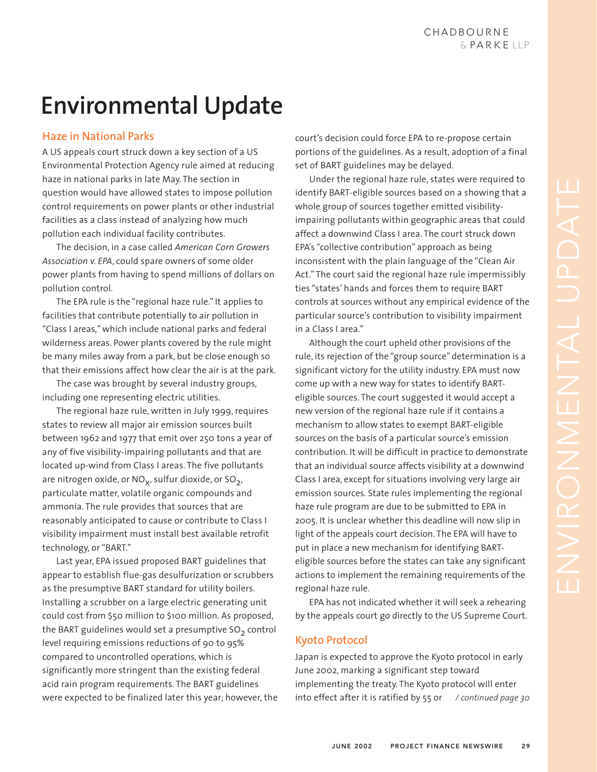# Environmental Update

## Haze in National Parks

A US appeals court struck down a key section of a US Environmental Protection Agency rule aimed at reducing haze in national parks in late May. The section in question would have allowed states to impose pollution control requirements on power plants or other industrial facilities as a class instead of analyzing how much pollution each individual facility contributes.

The decision, in a case called *American Corn Growers Association v. EPA*, could spare owners of some older power plants from having to spend millions of dollars on pollution control.

The EPA rule is the "regional haze rule." It applies to facilities that contribute potentially to air pollution in "Class I areas," which include national parks and federal wilderness areas. Power plants covered by the rule might be many miles away from a park, but be close enough so that their emissions affect how clear the air is at the park.

The case was brought by several industry groups, including one representing electric utilities.

The regional haze rule, written in July 1999, requires states to review all major air emission sources built between 1962 and 1977 that emit over 250 tons a year of any of five visibility-impairing pollutants and that are located up-wind from Class I areas. The five pollutants are nitrogen oxide, or $NO_X$, sulfur dioxide, or $SO_2$, particulate matter, volatile organic compounds and ammonia. The rule provides that sources that are reasonably anticipated to cause or contribute to Class I visibility impairment must install best available retrofit technology, or "BART."

Last year, EPA issued proposed BART guidelines that appear to establish flue-gas desulfurization or scrubbers as the presumptive BART standard for utility boilers. Installing a scrubber on a large electric generating unit could cost from $50 million to $100 million. As proposed, the BART guidelines would set a presumptive $SO_2$ control level requiring emissions reductions of 90 to 95% compared to uncontrolled operations, which is significantly more stringent than the existing federal acid rain program requirements. The BART guidelines were expected to be finalized later this year; however, the court's decision could force EPA to re-propose certain portions of the guidelines. As a result, adoption of a final set of BART guidelines may be delayed.

Under the regional haze rule, states were required to identify BART-eligible sources based on a showing that a whole group of sources together emitted visibility-impairing pollutants within geographic areas that could affect a downwind Class I area. The court struck down EPA's "collective contribution" approach as being inconsistent with the plain language of the "Clean Air Act." The court said the regional haze rule impermissibly ties "states' hands and forces them to require BART controls at sources without any empirical evidence of the particular source's contribution to visibility impairment in a Class I area."

Although the court upheld other provisions of the rule, its rejection of the "group source" determination is a significant victory for the utility industry. EPA must now come up with a new way for states to identify BART-eligible sources. The court suggested it would accept a new version of the regional haze rule if it contains a mechanism to allow states to exempt BART-eligible sources on the basis of a particular source's emission contribution. It will be difficult in practice to demonstrate that an individual source affects visibility at a downwind Class I area, except for situations involving very large air emission sources. State rules implementing the regional haze rule program are due to be submitted to EPA in 2005. It is unclear whether this deadline will now slip in light of the appeals court decision. The EPA will have to put in place a new mechanism for identifying BART-eligible sources before the states can take any significant actions to implement the remaining requirements of the regional haze rule.

EPA has not indicated whether it will seek a rehearing by the appeals court go directly to the US Supreme Court.

## Kyoto Protocol

Japan is expected to approve the Kyoto protocol in early June 2002, marking a significant step toward implementing the treaty. The Kyoto protocol will enter into effect after it is ratified by 55 or */ continued page 30*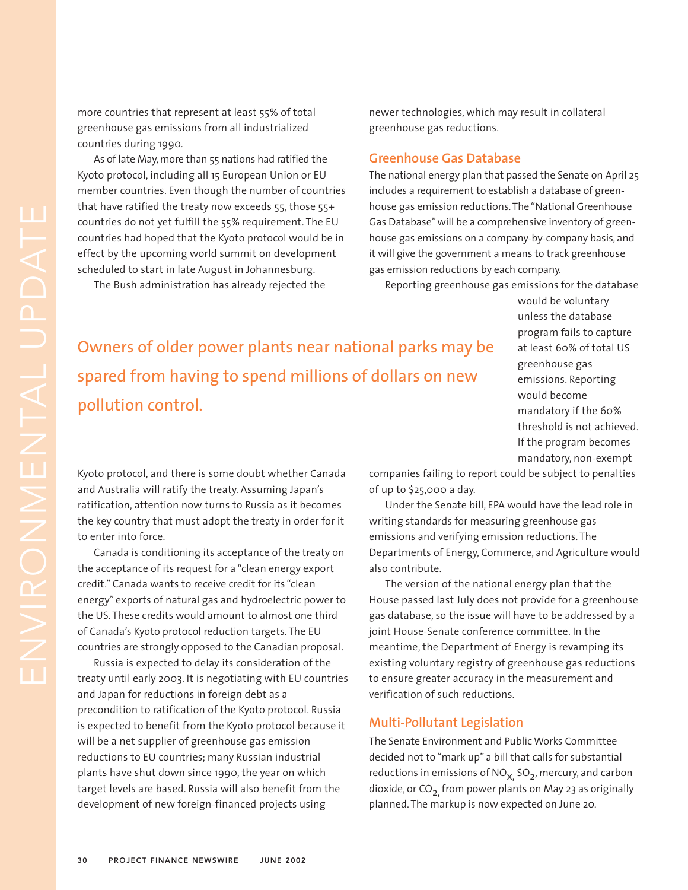more countries that represent at least 55% of total greenhouse gas emissions from all industrialized countries during 1990.

As of late May, more than 55 nations had ratified the Kyoto protocol, including all 15 European Union or EU member countries. Even though the number of countries that have ratified the treaty now exceeds 55, those 55+ countries do not yet fulfill the 55% requirement. The EU countries had hoped that the Kyoto protocol would be in effect by the upcoming world summit on development scheduled to start in late August in Johannesburg.

The Bush administration has already rejected the Kyoto protocol, and there is some doubt whether Canada and Australia will ratify the treaty. Assuming Japan's ratification, attention now turns to Russia as it becomes the key country that must adopt the treaty in order for it to enter into force.

Canada is conditioning its acceptance of the treaty on the acceptance of its request for a "clean energy export credit." Canada wants to receive credit for its "clean energy" exports of natural gas and hydroelectric power to the US. These credits would amount to almost one third of Canada's Kyoto protocol reduction targets. The EU countries are strongly opposed to the Canadian proposal.

Russia is expected to delay its consideration of the treaty until early 2003. It is negotiating with EU countries and Japan for reductions in foreign debt as a precondition to ratification of the Kyoto protocol. Russia is expected to benefit from the Kyoto protocol because it will be a net supplier of greenhouse gas emission reductions to EU countries; many Russian industrial plants have shut down since 1990, the year on which target levels are based. Russia will also benefit from the development of new foreign-financed projects using newer technologies, which may result in collateral greenhouse gas reductions.

> Owners of older power plants near national parks may be spared from having to spend millions of dollars on new pollution control.

## Greenhouse Gas Database

The national energy plan that passed the Senate on April 25 includes a requirement to establish a database of greenhouse gas emission reductions. The "National Greenhouse Gas Database" will be a comprehensive inventory of greenhouse gas emissions on a company-by-company basis, and it will give the government a means to track greenhouse gas emission reductions by each company.

Reporting greenhouse gas emissions for the database would be voluntary unless the database program fails to capture at least 60% of total US greenhouse gas emissions. Reporting would become mandatory if the 60% threshold is not achieved. If the program becomes mandatory, non-exempt companies failing to report could be subject to penalties of up to $25,000 a day.

Under the Senate bill, EPA would have the lead role in writing standards for measuring greenhouse gas emissions and verifying emission reductions. The Departments of Energy, Commerce, and Agriculture would also contribute.

The version of the national energy plan that the House passed last July does not provide for a greenhouse gas database, so the issue will have to be addressed by a joint House-Senate conference committee. In the meantime, the Department of Energy is revamping its existing voluntary registry of greenhouse gas reductions to ensure greater accuracy in the measurement and verification of such reductions.

## Multi-Pollutant Legislation

The Senate Environment and Public Works Committee decided not to "mark up" a bill that calls for substantial reductions in emissions of $NO_x$, $SO_2$, mercury, and carbon dioxide, or $CO_2$, from power plants on May 23 as originally planned. The markup is now expected on June 20.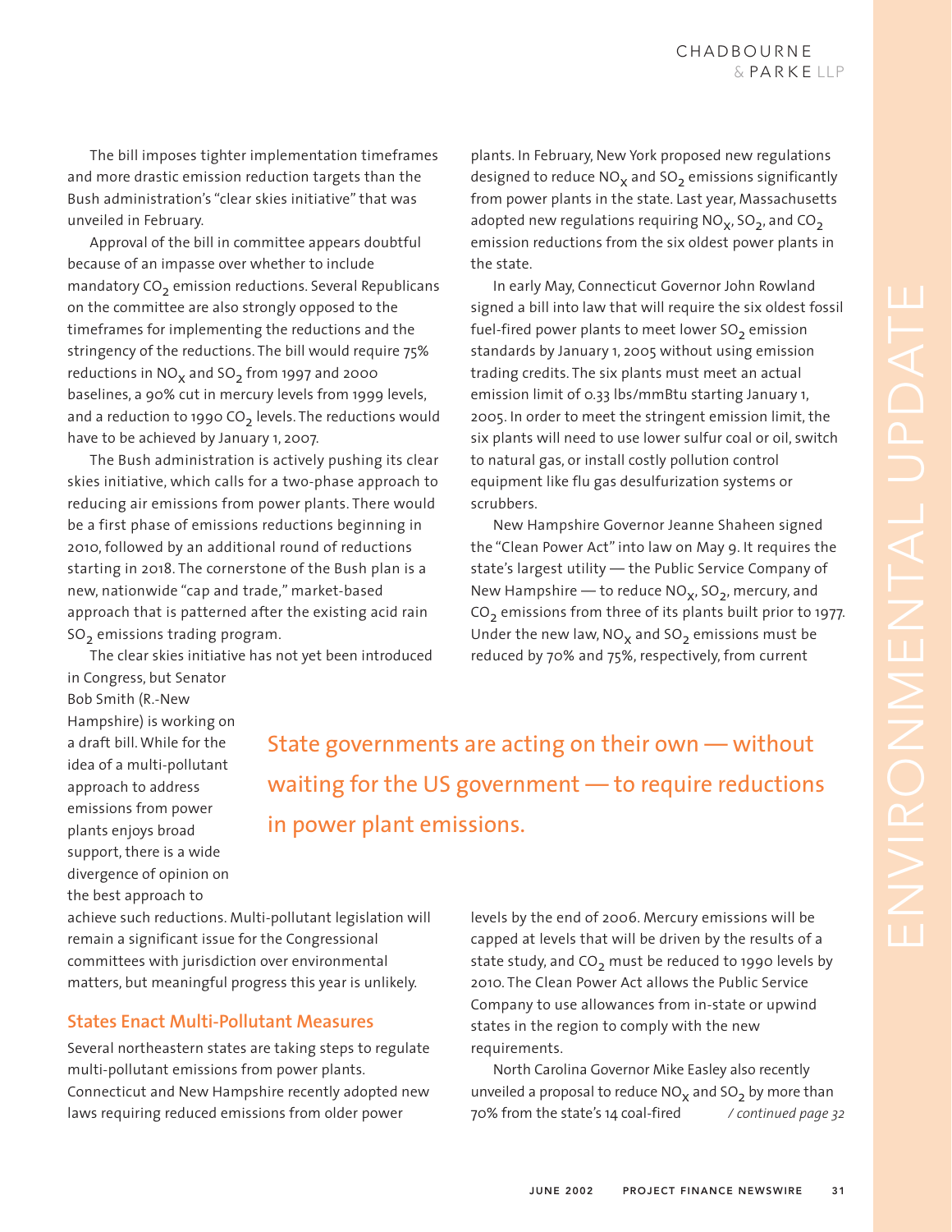The bill imposes tighter implementation timeframes and more drastic emission reduction targets than the Bush administration's "clear skies initiative" that was unveiled in February.

Approval of the bill in committee appears doubtful because of an impasse over whether to include mandatory $CO_2$ emission reductions. Several Republicans on the committee are also strongly opposed to the timeframes for implementing the reductions and the stringency of the reductions. The bill would require 75% reductions in $NO_x$ and $SO_2$ from 1997 and 2000 baselines, a 90% cut in mercury levels from 1999 levels, and a reduction to 1990 $CO_2$ levels. The reductions would have to be achieved by January 1, 2007.

The Bush administration is actively pushing its clear skies initiative, which calls for a two-phase approach to reducing air emissions from power plants. There would be a first phase of emissions reductions beginning in 2010, followed by an additional round of reductions starting in 2018. The cornerstone of the Bush plan is a new, nationwide "cap and trade," market-based approach that is patterned after the existing acid rain $SO_2$ emissions trading program.

The clear skies initiative has not yet been introduced in Congress, but Senator Bob Smith (R.-New Hampshire) is working on a draft bill. While for the idea of a multi-pollutant approach to address emissions from power plants enjoys broad support, there is a wide divergence of opinion on the best approach to achieve such reductions. Multi-pollutant legislation will remain a significant issue for the Congressional committees with jurisdiction over environmental matters, but meaningful progress this year is unlikely.

> State governments are acting on their own — without waiting for the US government — to require reductions in power plant emissions.

## States Enact Multi-Pollutant Measures

Several northeastern states are taking steps to regulate multi-pollutant emissions from power plants. Connecticut and New Hampshire recently adopted new laws requiring reduced emissions from older power plants. In February, New York proposed new regulations designed to reduce $NO_x$ and $SO_2$ emissions significantly from power plants in the state. Last year, Massachusetts adopted new regulations requiring $NO_x$, $SO_2$, and $CO_2$ emission reductions from the six oldest power plants in the state.

In early May, Connecticut Governor John Rowland signed a bill into law that will require the six oldest fossil fuel-fired power plants to meet lower $SO_2$ emission standards by January 1, 2005 without using emission trading credits. The six plants must meet an actual emission limit of 0.33 lbs/mmBtu starting January 1, 2005. In order to meet the stringent emission limit, the six plants will need to use lower sulfur coal or oil, switch to natural gas, or install costly pollution control equipment like flu gas desulfurization systems or scrubbers.

New Hampshire Governor Jeanne Shaheen signed the "Clean Power Act" into law on May 9. It requires the state's largest utility — the Public Service Company of New Hampshire — to reduce $NO_x$, $SO_2$, mercury, and $CO_2$ emissions from three of its plants built prior to 1977. Under the new law, $NO_x$ and $SO_2$ emissions must be reduced by 70% and 75%, respectively, from current levels by the end of 2006. Mercury emissions will be capped at levels that will be driven by the results of a state study, and $CO_2$ must be reduced to 1990 levels by 2010. The Clean Power Act allows the Public Service Company to use allowances from in-state or upwind states in the region to comply with the new requirements.

North Carolina Governor Mike Easley also recently unveiled a proposal to reduce $NO_x$ and $SO_2$ by more than 70% from the state's 14 coal-fired */ continued page 32*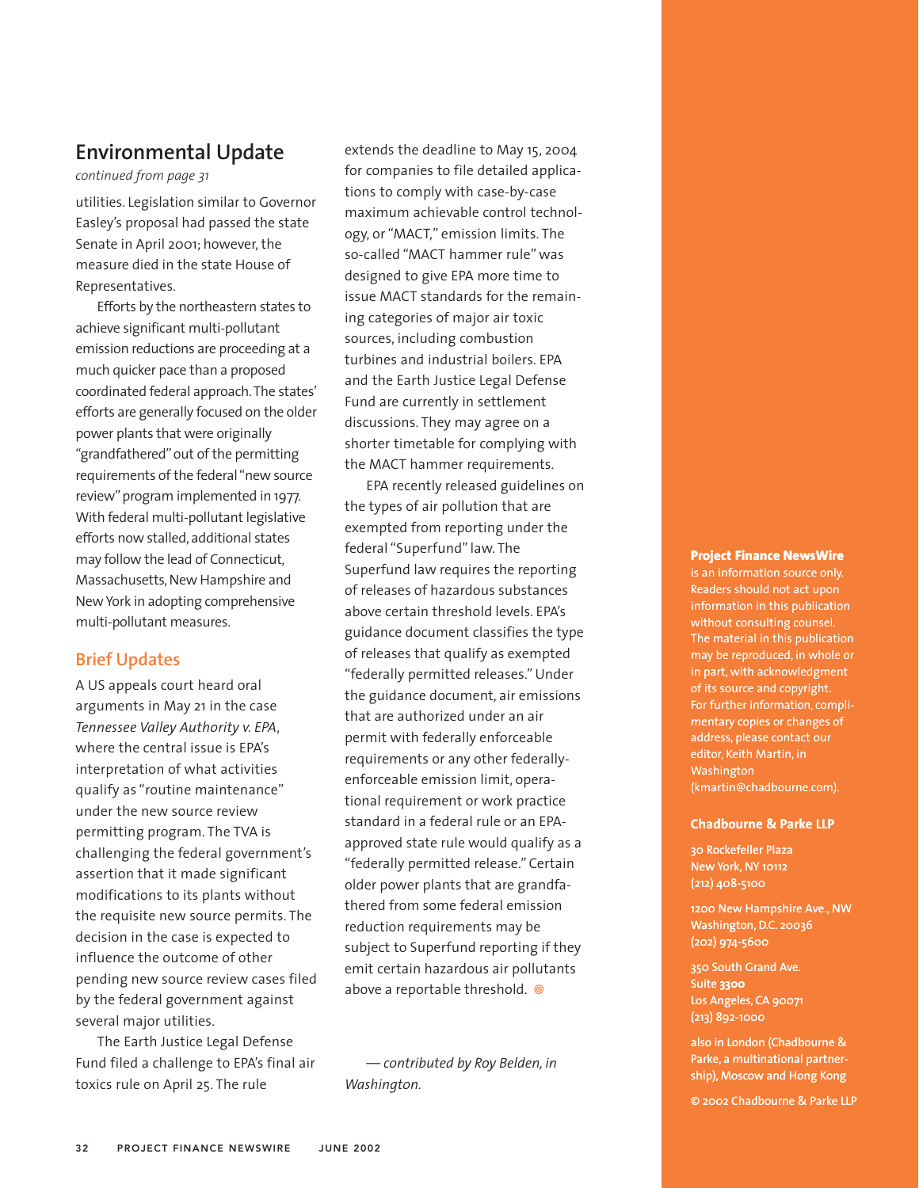## Environmental Update

*continued from page 31*

utilities. Legislation similar to Governor Easley's proposal had passed the state Senate in April 2001; however, the measure died in the state House of Representatives.

Efforts by the northeastern states to achieve significant multi-pollutant emission reductions are proceeding at a much quicker pace than a proposed coordinated federal approach. The states' efforts are generally focused on the older power plants that were originally "grandfathered" out of the permitting requirements of the federal "new source review" program implemented in 1977. With federal multi-pollutant legislative efforts now stalled, additional states may follow the lead of Connecticut, Massachusetts, New Hampshire and New York in adopting comprehensive multi-pollutant measures.

### Brief Updates

A US appeals court heard oral arguments in May 21 in the case *Tennessee Valley Authority v. EPA*, where the central issue is EPA's interpretation of what activities qualify as "routine maintenance" under the new source review permitting program. The TVA is challenging the federal government's assertion that it made significant modifications to its plants without the requisite new source permits. The decision in the case is expected to influence the outcome of other pending new source review cases filed by the federal government against several major utilities.

The Earth Justice Legal Defense Fund filed a challenge to EPA's final air toxics rule on April 25. The rule extends the deadline to May 15, 2004 for companies to file detailed applications to comply with case-by-case maximum achievable control technology, or "MACT," emission limits. The so-called "MACT hammer rule" was designed to give EPA more time to issue MACT standards for the remaining categories of major air toxic sources, including combustion turbines and industrial boilers. EPA and the Earth Justice Legal Defense Fund are currently in settlement discussions. They may agree on a shorter timetable for complying with the MACT hammer requirements.

EPA recently released guidelines on the types of air pollution that are exempted from reporting under the federal "Superfund" law. The Superfund law requires the reporting of releases of hazardous substances above certain threshold levels. EPA's guidance document classifies the type of releases that qualify as exempted "federally permitted releases." Under the guidance document, air emissions that are authorized under an air permit with federally enforceable requirements or any other federally-enforceable emission limit, operational requirement or work practice standard in a federal rule or an EPA-approved state rule would qualify as a "federally permitted release." Certain older power plants that are grandfathered from some federal emission reduction requirements may be subject to Superfund reporting if they emit certain hazardous air pollutants above a reportable threshold.

*— contributed by Roy Belden, in Washington.*

**Project Finance NewsWire** is an information source only. Readers should not act upon information in this publication without consulting counsel. The material in this publication may be reproduced, in whole or in part, with acknowledgment of its source and copyright. For further information, complimentary copies or changes of address, please contact our editor, Keith Martin, in Washington (kmartin@chadbourne.com).

**Chadbourne & Parke LLP**

30 Rockefeller Plaza
New York, NY 10112
(212) 408-5100

1200 New Hampshire Ave., NW
Washington, D.C. 20036
(202) 974-5600

350 South Grand Ave.
Suite 3300
Los Angeles, CA 90071
(213) 892-1000

also in London (Chadbourne & Parke, a multinational partnership), Moscow and Hong Kong

© 2002 Chadbourne & Parke LLP